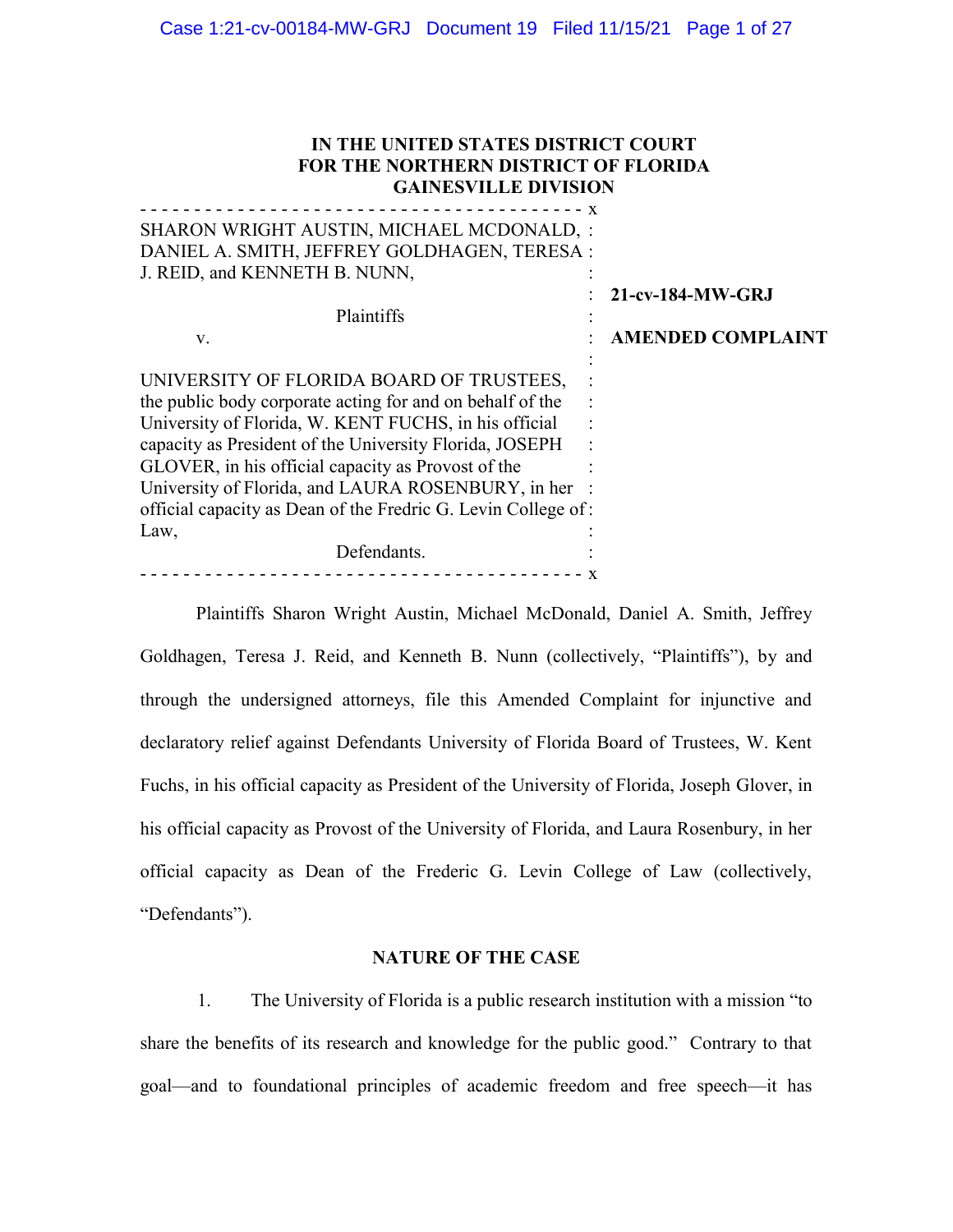**IN THE UNITED STATES DISTRICT COURT**
**FOR THE NORTHERN DISTRICT OF FLORIDA**
**GAINESVILLE DIVISION**

| | |
|---|---|
| SHARON WRIGHT AUSTIN, MICHAEL MCDONALD, DANIEL A. SMITH, JEFFREY GOLDHAGEN, TERESA J. REID, and KENNETH B. NUNN, | |
| Plaintiffs | **21-cv-184-MW-GRJ** |
| v. | **AMENDED COMPLAINT** |
| UNIVERSITY OF FLORIDA BOARD OF TRUSTEES, the public body corporate acting for and on behalf of the University of Florida, W. KENT FUCHS, in his official capacity as President of the University Florida, JOSEPH GLOVER, in his official capacity as Provost of the University of Florida, and LAURA ROSENBURY, in her official capacity as Dean of the Fredric G. Levin College of Law, | |
| Defendants. | |

Plaintiffs Sharon Wright Austin, Michael McDonald, Daniel A. Smith, Jeffrey Goldhagen, Teresa J. Reid, and Kenneth B. Nunn (collectively, "Plaintiffs"), by and through the undersigned attorneys, file this Amended Complaint for injunctive and declaratory relief against Defendants University of Florida Board of Trustees, W. Kent Fuchs, in his official capacity as President of the University of Florida, Joseph Glover, in his official capacity as Provost of the University of Florida, and Laura Rosenbury, in her official capacity as Dean of the Frederic G. Levin College of Law (collectively, "Defendants").

**NATURE OF THE CASE**

1. The University of Florida is a public research institution with a mission "to share the benefits of its research and knowledge for the public good." Contrary to that goal—and to foundational principles of academic freedom and free speech—it has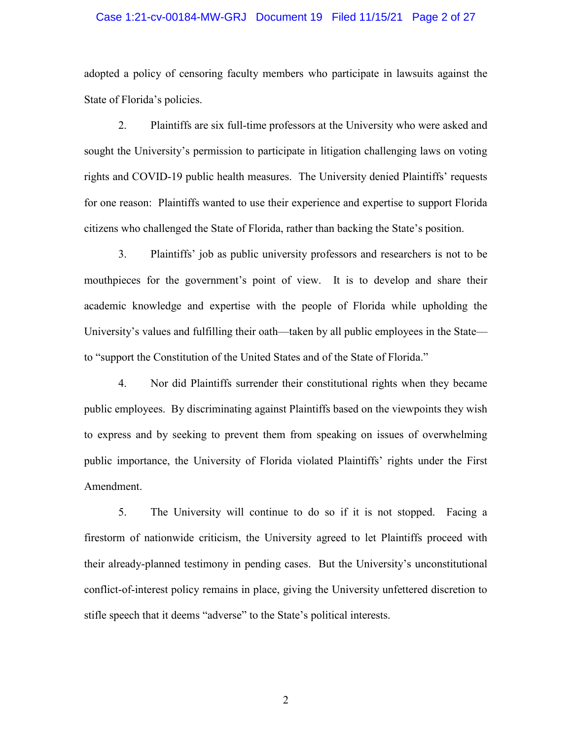adopted a policy of censoring faculty members who participate in lawsuits against the State of Florida's policies.

2. Plaintiffs are six full-time professors at the University who were asked and sought the University's permission to participate in litigation challenging laws on voting rights and COVID-19 public health measures. The University denied Plaintiffs' requests for one reason: Plaintiffs wanted to use their experience and expertise to support Florida citizens who challenged the State of Florida, rather than backing the State's position.

3. Plaintiffs' job as public university professors and researchers is not to be mouthpieces for the government's point of view. It is to develop and share their academic knowledge and expertise with the people of Florida while upholding the University's values and fulfilling their oath—taken by all public employees in the State—to "support the Constitution of the United States and of the State of Florida."

4. Nor did Plaintiffs surrender their constitutional rights when they became public employees. By discriminating against Plaintiffs based on the viewpoints they wish to express and by seeking to prevent them from speaking on issues of overwhelming public importance, the University of Florida violated Plaintiffs' rights under the First Amendment.

5. The University will continue to do so if it is not stopped. Facing a firestorm of nationwide criticism, the University agreed to let Plaintiffs proceed with their already-planned testimony in pending cases. But the University's unconstitutional conflict-of-interest policy remains in place, giving the University unfettered discretion to stifle speech that it deems "adverse" to the State's political interests.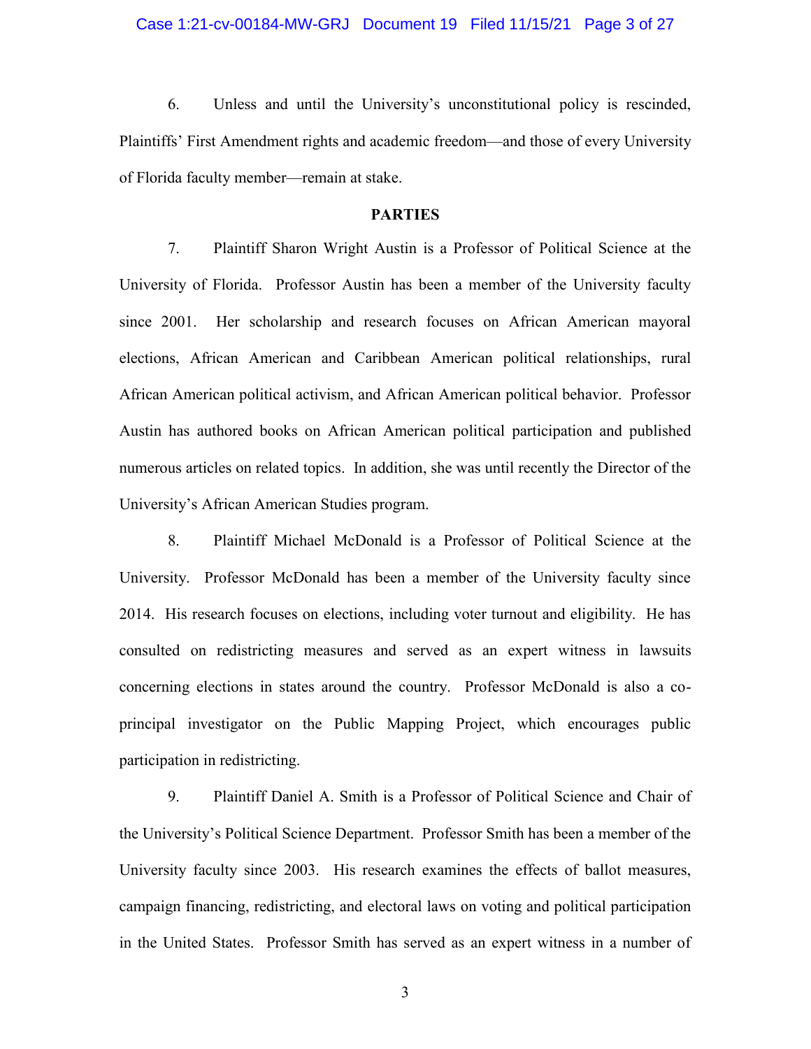6. Unless and until the University's unconstitutional policy is rescinded, Plaintiffs' First Amendment rights and academic freedom—and those of every University of Florida faculty member—remain at stake.

**PARTIES**

7. Plaintiff Sharon Wright Austin is a Professor of Political Science at the University of Florida. Professor Austin has been a member of the University faculty since 2001. Her scholarship and research focuses on African American mayoral elections, African American and Caribbean American political relationships, rural African American political activism, and African American political behavior. Professor Austin has authored books on African American political participation and published numerous articles on related topics. In addition, she was until recently the Director of the University's African American Studies program.

8. Plaintiff Michael McDonald is a Professor of Political Science at the University. Professor McDonald has been a member of the University faculty since 2014. His research focuses on elections, including voter turnout and eligibility. He has consulted on redistricting measures and served as an expert witness in lawsuits concerning elections in states around the country. Professor McDonald is also a co-principal investigator on the Public Mapping Project, which encourages public participation in redistricting.

9. Plaintiff Daniel A. Smith is a Professor of Political Science and Chair of the University's Political Science Department. Professor Smith has been a member of the University faculty since 2003. His research examines the effects of ballot measures, campaign financing, redistricting, and electoral laws on voting and political participation in the United States. Professor Smith has served as an expert witness in a number of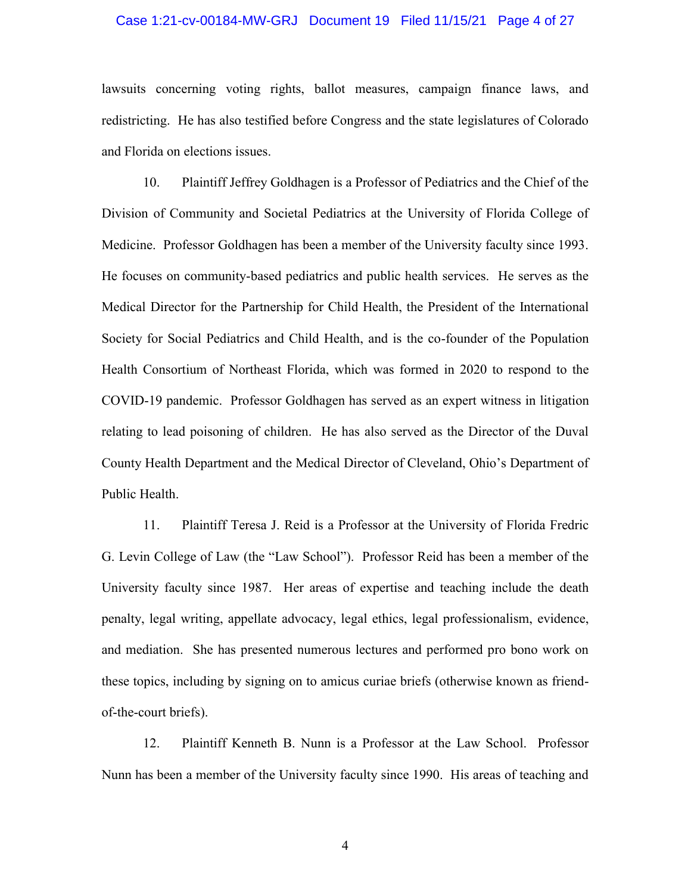lawsuits concerning voting rights, ballot measures, campaign finance laws, and redistricting. He has also testified before Congress and the state legislatures of Colorado and Florida on elections issues.

10. Plaintiff Jeffrey Goldhagen is a Professor of Pediatrics and the Chief of the Division of Community and Societal Pediatrics at the University of Florida College of Medicine. Professor Goldhagen has been a member of the University faculty since 1993. He focuses on community-based pediatrics and public health services. He serves as the Medical Director for the Partnership for Child Health, the President of the International Society for Social Pediatrics and Child Health, and is the co-founder of the Population Health Consortium of Northeast Florida, which was formed in 2020 to respond to the COVID-19 pandemic. Professor Goldhagen has served as an expert witness in litigation relating to lead poisoning of children. He has also served as the Director of the Duval County Health Department and the Medical Director of Cleveland, Ohio's Department of Public Health.

11. Plaintiff Teresa J. Reid is a Professor at the University of Florida Fredric G. Levin College of Law (the "Law School"). Professor Reid has been a member of the University faculty since 1987. Her areas of expertise and teaching include the death penalty, legal writing, appellate advocacy, legal ethics, legal professionalism, evidence, and mediation. She has presented numerous lectures and performed pro bono work on these topics, including by signing on to amicus curiae briefs (otherwise known as friend-of-the-court briefs).

12. Plaintiff Kenneth B. Nunn is a Professor at the Law School. Professor Nunn has been a member of the University faculty since 1990. His areas of teaching and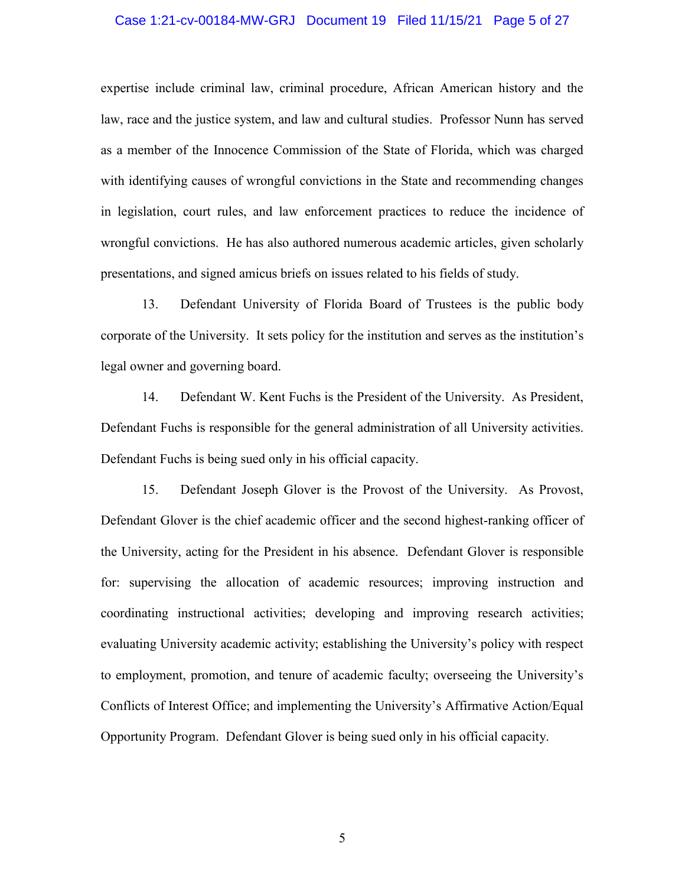expertise include criminal law, criminal procedure, African American history and the law, race and the justice system, and law and cultural studies. Professor Nunn has served as a member of the Innocence Commission of the State of Florida, which was charged with identifying causes of wrongful convictions in the State and recommending changes in legislation, court rules, and law enforcement practices to reduce the incidence of wrongful convictions. He has also authored numerous academic articles, given scholarly presentations, and signed amicus briefs on issues related to his fields of study.

13. Defendant University of Florida Board of Trustees is the public body corporate of the University. It sets policy for the institution and serves as the institution's legal owner and governing board.

14. Defendant W. Kent Fuchs is the President of the University. As President, Defendant Fuchs is responsible for the general administration of all University activities. Defendant Fuchs is being sued only in his official capacity.

15. Defendant Joseph Glover is the Provost of the University. As Provost, Defendant Glover is the chief academic officer and the second highest-ranking officer of the University, acting for the President in his absence. Defendant Glover is responsible for: supervising the allocation of academic resources; improving instruction and coordinating instructional activities; developing and improving research activities; evaluating University academic activity; establishing the University's policy with respect to employment, promotion, and tenure of academic faculty; overseeing the University's Conflicts of Interest Office; and implementing the University's Affirmative Action/Equal Opportunity Program. Defendant Glover is being sued only in his official capacity.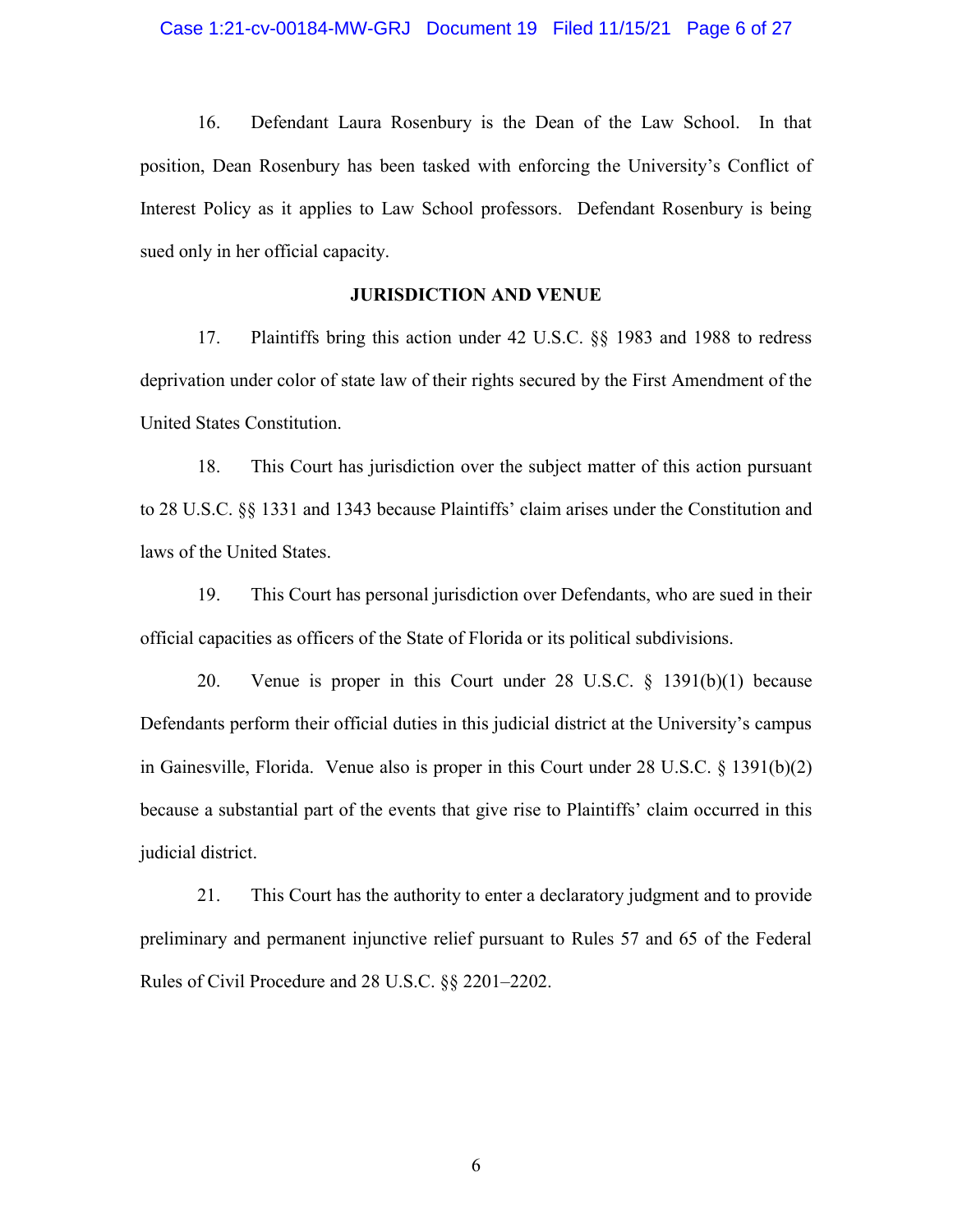16. Defendant Laura Rosenbury is the Dean of the Law School. In that position, Dean Rosenbury has been tasked with enforcing the University's Conflict of Interest Policy as it applies to Law School professors. Defendant Rosenbury is being sued only in her official capacity.

**JURISDICTION AND VENUE**

17. Plaintiffs bring this action under 42 U.S.C. §§ 1983 and 1988 to redress deprivation under color of state law of their rights secured by the First Amendment of the United States Constitution.

18. This Court has jurisdiction over the subject matter of this action pursuant to 28 U.S.C. §§ 1331 and 1343 because Plaintiffs' claim arises under the Constitution and laws of the United States.

19. This Court has personal jurisdiction over Defendants, who are sued in their official capacities as officers of the State of Florida or its political subdivisions.

20. Venue is proper in this Court under 28 U.S.C. § 1391(b)(1) because Defendants perform their official duties in this judicial district at the University's campus in Gainesville, Florida. Venue also is proper in this Court under 28 U.S.C. § 1391(b)(2) because a substantial part of the events that give rise to Plaintiffs' claim occurred in this judicial district.

21. This Court has the authority to enter a declaratory judgment and to provide preliminary and permanent injunctive relief pursuant to Rules 57 and 65 of the Federal Rules of Civil Procedure and 28 U.S.C. §§ 2201–2202.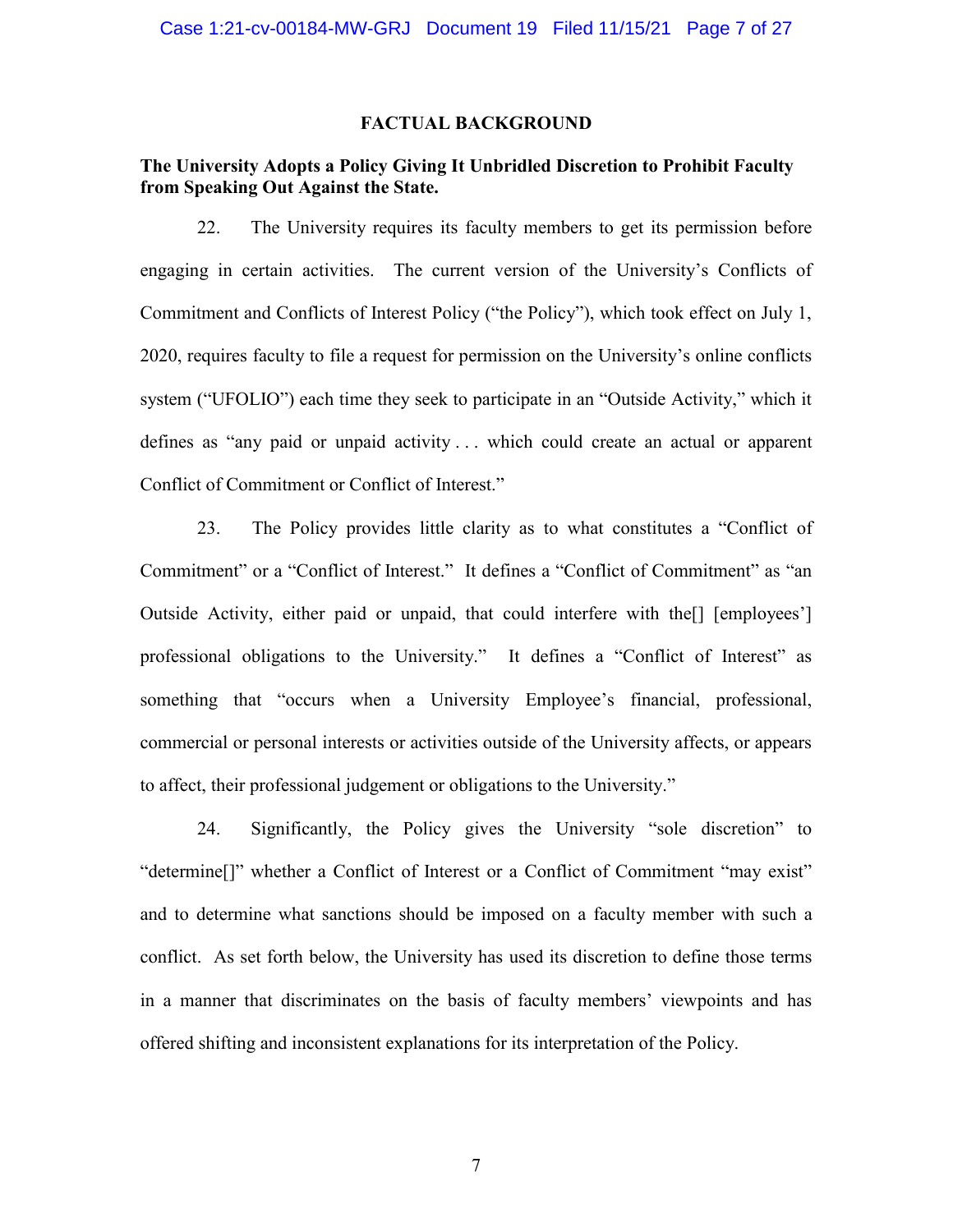## FACTUAL BACKGROUND

### The University Adopts a Policy Giving It Unbridled Discretion to Prohibit Faculty from Speaking Out Against the State.

22. The University requires its faculty members to get its permission before engaging in certain activities. The current version of the University's Conflicts of Commitment and Conflicts of Interest Policy ("the Policy"), which took effect on July 1, 2020, requires faculty to file a request for permission on the University's online conflicts system ("UFOLIO") each time they seek to participate in an "Outside Activity," which it defines as "any paid or unpaid activity . . . which could create an actual or apparent Conflict of Commitment or Conflict of Interest."

23. The Policy provides little clarity as to what constitutes a "Conflict of Commitment" or a "Conflict of Interest." It defines a "Conflict of Commitment" as "an Outside Activity, either paid or unpaid, that could interfere with the[] [employees'] professional obligations to the University." It defines a "Conflict of Interest" as something that "occurs when a University Employee's financial, professional, commercial or personal interests or activities outside of the University affects, or appears to affect, their professional judgement or obligations to the University."

24. Significantly, the Policy gives the University "sole discretion" to "determine[]" whether a Conflict of Interest or a Conflict of Commitment "may exist" and to determine what sanctions should be imposed on a faculty member with such a conflict. As set forth below, the University has used its discretion to define those terms in a manner that discriminates on the basis of faculty members' viewpoints and has offered shifting and inconsistent explanations for its interpretation of the Policy.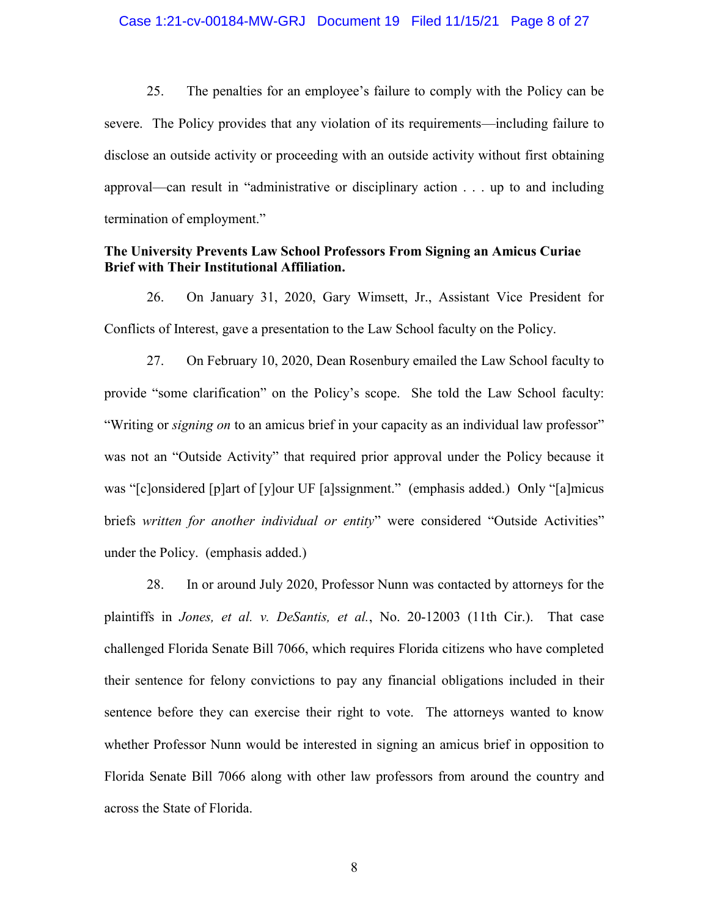25. The penalties for an employee's failure to comply with the Policy can be severe. The Policy provides that any violation of its requirements—including failure to disclose an outside activity or proceeding with an outside activity without first obtaining approval—can result in "administrative or disciplinary action . . . up to and including termination of employment."

**The University Prevents Law School Professors From Signing an Amicus Curiae Brief with Their Institutional Affiliation.**

26. On January 31, 2020, Gary Wimsett, Jr., Assistant Vice President for Conflicts of Interest, gave a presentation to the Law School faculty on the Policy.

27. On February 10, 2020, Dean Rosenbury emailed the Law School faculty to provide "some clarification" on the Policy's scope. She told the Law School faculty: "Writing or *signing on* to an amicus brief in your capacity as an individual law professor" was not an "Outside Activity" that required prior approval under the Policy because it was "[c]onsidered [p]art of [y]our UF [a]ssignment." (emphasis added.) Only "[a]micus briefs *written for another individual or entity*" were considered "Outside Activities" under the Policy. (emphasis added.)

28. In or around July 2020, Professor Nunn was contacted by attorneys for the plaintiffs in *Jones, et al. v. DeSantis, et al.*, No. 20-12003 (11th Cir.). That case challenged Florida Senate Bill 7066, which requires Florida citizens who have completed their sentence for felony convictions to pay any financial obligations included in their sentence before they can exercise their right to vote. The attorneys wanted to know whether Professor Nunn would be interested in signing an amicus brief in opposition to Florida Senate Bill 7066 along with other law professors from around the country and across the State of Florida.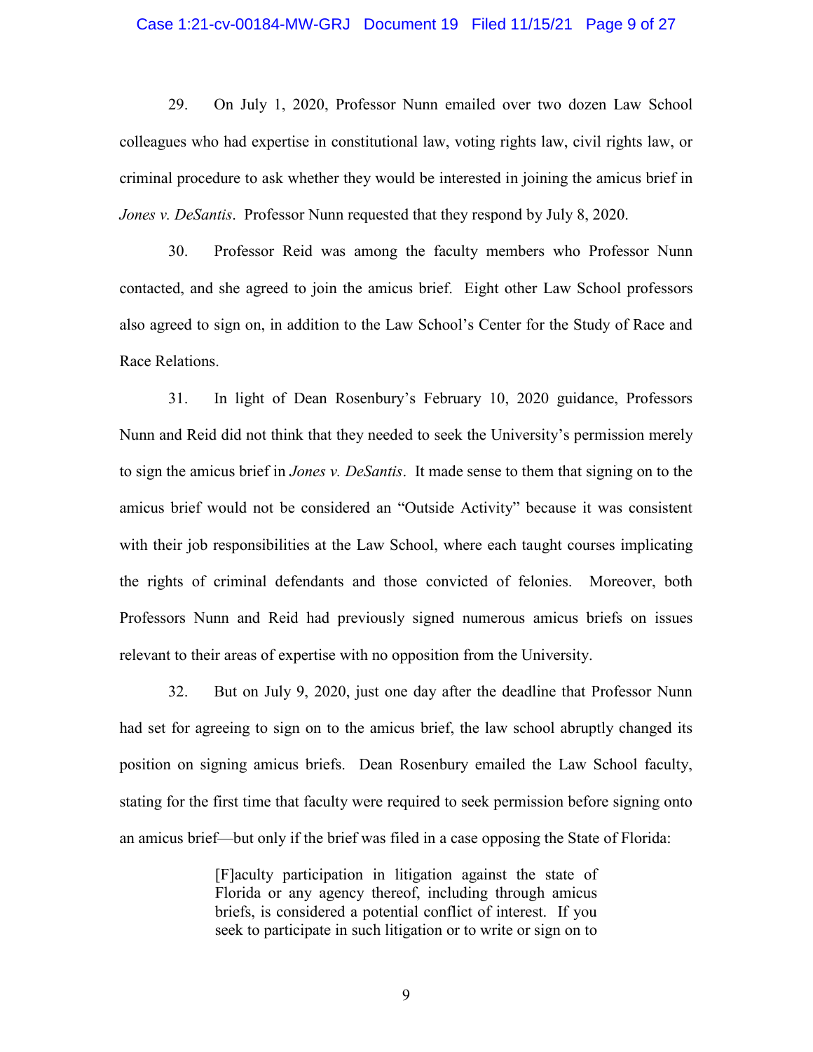29. On July 1, 2020, Professor Nunn emailed over two dozen Law School colleagues who had expertise in constitutional law, voting rights law, civil rights law, or criminal procedure to ask whether they would be interested in joining the amicus brief in *Jones v. DeSantis*. Professor Nunn requested that they respond by July 8, 2020.

30. Professor Reid was among the faculty members who Professor Nunn contacted, and she agreed to join the amicus brief. Eight other Law School professors also agreed to sign on, in addition to the Law School's Center for the Study of Race and Race Relations.

31. In light of Dean Rosenbury's February 10, 2020 guidance, Professors Nunn and Reid did not think that they needed to seek the University's permission merely to sign the amicus brief in *Jones v. DeSantis*. It made sense to them that signing on to the amicus brief would not be considered an "Outside Activity" because it was consistent with their job responsibilities at the Law School, where each taught courses implicating the rights of criminal defendants and those convicted of felonies. Moreover, both Professors Nunn and Reid had previously signed numerous amicus briefs on issues relevant to their areas of expertise with no opposition from the University.

32. But on July 9, 2020, just one day after the deadline that Professor Nunn had set for agreeing to sign on to the amicus brief, the law school abruptly changed its position on signing amicus briefs. Dean Rosenbury emailed the Law School faculty, stating for the first time that faculty were required to seek permission before signing onto an amicus brief—but only if the brief was filed in a case opposing the State of Florida:

> [F]aculty participation in litigation against the state of Florida or any agency thereof, including through amicus briefs, is considered a potential conflict of interest. If you seek to participate in such litigation or to write or sign on to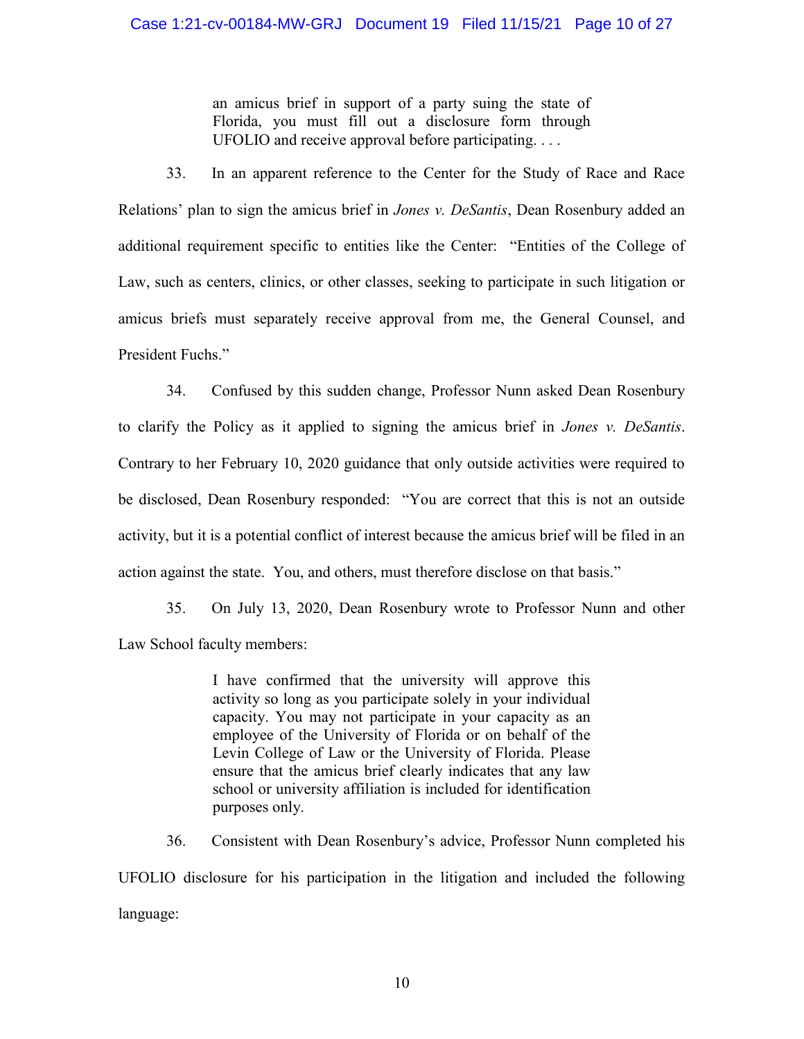> an amicus brief in support of a party suing the state of Florida, you must fill out a disclosure form through UFOLIO and receive approval before participating. . . .

33. In an apparent reference to the Center for the Study of Race and Race Relations' plan to sign the amicus brief in *Jones v. DeSantis*, Dean Rosenbury added an additional requirement specific to entities like the Center: "Entities of the College of Law, such as centers, clinics, or other classes, seeking to participate in such litigation or amicus briefs must separately receive approval from me, the General Counsel, and President Fuchs."

34. Confused by this sudden change, Professor Nunn asked Dean Rosenbury to clarify the Policy as it applied to signing the amicus brief in *Jones v. DeSantis*. Contrary to her February 10, 2020 guidance that only outside activities were required to be disclosed, Dean Rosenbury responded: "You are correct that this is not an outside activity, but it is a potential conflict of interest because the amicus brief will be filed in an action against the state. You, and others, must therefore disclose on that basis."

35. On July 13, 2020, Dean Rosenbury wrote to Professor Nunn and other Law School faculty members:

> I have confirmed that the university will approve this activity so long as you participate solely in your individual capacity. You may not participate in your capacity as an employee of the University of Florida or on behalf of the Levin College of Law or the University of Florida. Please ensure that the amicus brief clearly indicates that any law school or university affiliation is included for identification purposes only.

36. Consistent with Dean Rosenbury's advice, Professor Nunn completed his UFOLIO disclosure for his participation in the litigation and included the following language: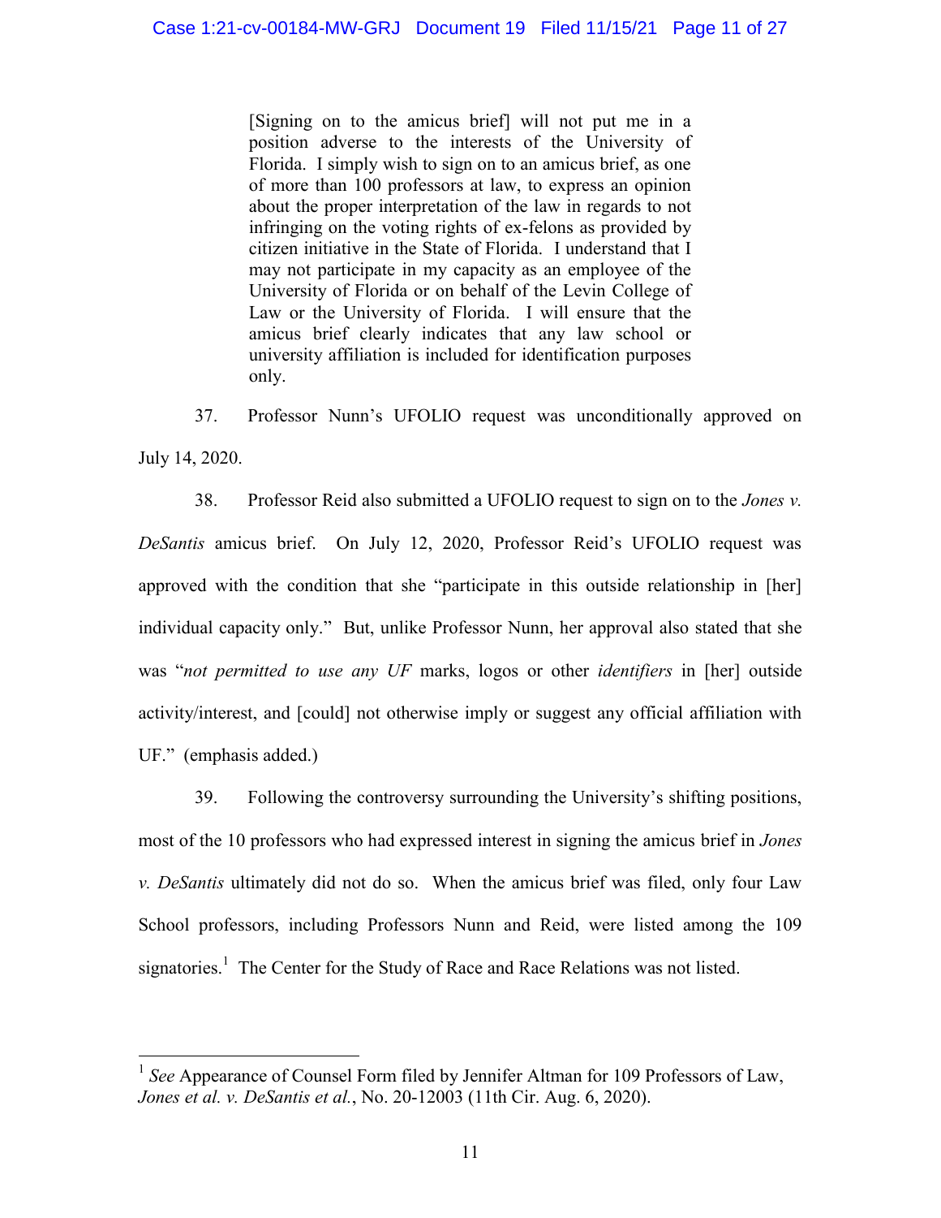> [Signing on to the amicus brief] will not put me in a position adverse to the interests of the University of Florida. I simply wish to sign on to an amicus brief, as one of more than 100 professors at law, to express an opinion about the proper interpretation of the law in regards to not infringing on the voting rights of ex-felons as provided by citizen initiative in the State of Florida. I understand that I may not participate in my capacity as an employee of the University of Florida or on behalf of the Levin College of Law or the University of Florida. I will ensure that the amicus brief clearly indicates that any law school or university affiliation is included for identification purposes only.

37. Professor Nunn's UFOLIO request was unconditionally approved on July 14, 2020.

38. Professor Reid also submitted a UFOLIO request to sign on to the *Jones v. DeSantis* amicus brief. On July 12, 2020, Professor Reid's UFOLIO request was approved with the condition that she "participate in this outside relationship in [her] individual capacity only." But, unlike Professor Nunn, her approval also stated that she was "*not permitted to use any UF* marks, logos or other *identifiers* in [her] outside activity/interest, and [could] not otherwise imply or suggest any official affiliation with UF." (emphasis added.)

39. Following the controversy surrounding the University's shifting positions, most of the 10 professors who had expressed interest in signing the amicus brief in *Jones v. DeSantis* ultimately did not do so. When the amicus brief was filed, only four Law School professors, including Professors Nunn and Reid, were listed among the 109 signatories.[1] The Center for the Study of Race and Race Relations was not listed.

---

[1] *See* Appearance of Counsel Form filed by Jennifer Altman for 109 Professors of Law, *Jones et al. v. DeSantis et al.*, No. 20-12003 (11th Cir. Aug. 6, 2020).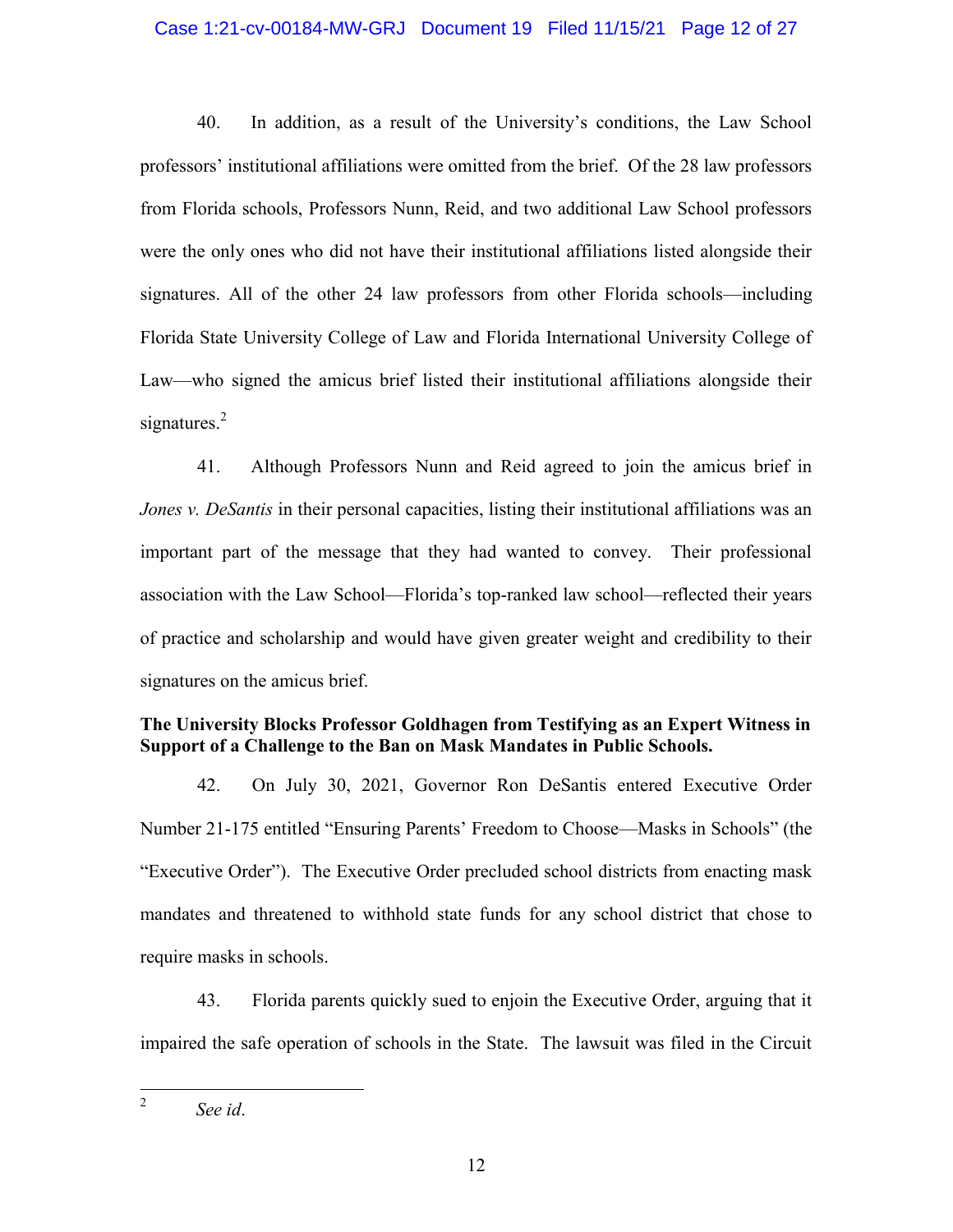40. In addition, as a result of the University's conditions, the Law School professors' institutional affiliations were omitted from the brief. Of the 28 law professors from Florida schools, Professors Nunn, Reid, and two additional Law School professors were the only ones who did not have their institutional affiliations listed alongside their signatures. All of the other 24 law professors from other Florida schools—including Florida State University College of Law and Florida International University College of Law—who signed the amicus brief listed their institutional affiliations alongside their signatures.[2]

41. Although Professors Nunn and Reid agreed to join the amicus brief in *Jones v. DeSantis* in their personal capacities, listing their institutional affiliations was an important part of the message that they had wanted to convey. Their professional association with the Law School—Florida's top-ranked law school—reflected their years of practice and scholarship and would have given greater weight and credibility to their signatures on the amicus brief.

**The University Blocks Professor Goldhagen from Testifying as an Expert Witness in Support of a Challenge to the Ban on Mask Mandates in Public Schools.**

42. On July 30, 2021, Governor Ron DeSantis entered Executive Order Number 21-175 entitled "Ensuring Parents' Freedom to Choose—Masks in Schools" (the "Executive Order"). The Executive Order precluded school districts from enacting mask mandates and threatened to withhold state funds for any school district that chose to require masks in schools.

43. Florida parents quickly sued to enjoin the Executive Order, arguing that it impaired the safe operation of schools in the State. The lawsuit was filed in the Circuit

---

[2] *See id*.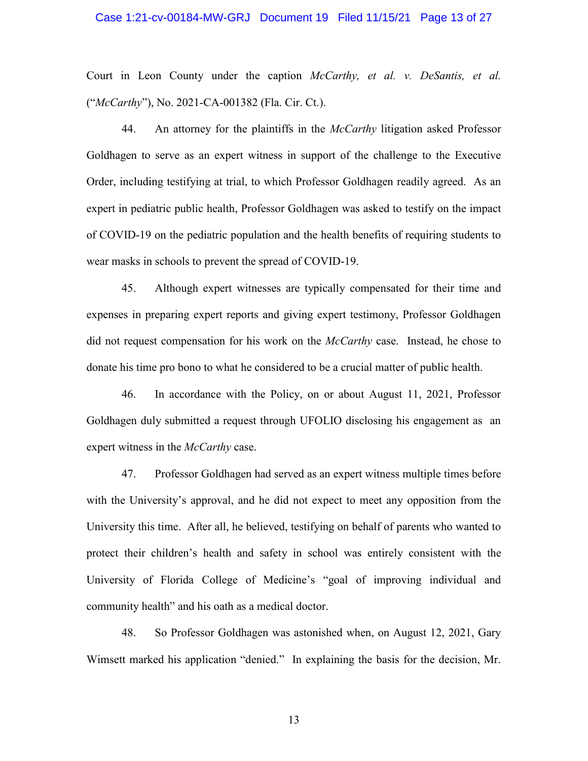Court in Leon County under the caption *McCarthy, et al. v. DeSantis, et al.* ("*McCarthy*"), No. 2021-CA-001382 (Fla. Cir. Ct.).

44. An attorney for the plaintiffs in the *McCarthy* litigation asked Professor Goldhagen to serve as an expert witness in support of the challenge to the Executive Order, including testifying at trial, to which Professor Goldhagen readily agreed. As an expert in pediatric public health, Professor Goldhagen was asked to testify on the impact of COVID-19 on the pediatric population and the health benefits of requiring students to wear masks in schools to prevent the spread of COVID-19.

45. Although expert witnesses are typically compensated for their time and expenses in preparing expert reports and giving expert testimony, Professor Goldhagen did not request compensation for his work on the *McCarthy* case. Instead, he chose to donate his time pro bono to what he considered to be a crucial matter of public health.

46. In accordance with the Policy, on or about August 11, 2021, Professor Goldhagen duly submitted a request through UFOLIO disclosing his engagement as an expert witness in the *McCarthy* case.

47. Professor Goldhagen had served as an expert witness multiple times before with the University's approval, and he did not expect to meet any opposition from the University this time. After all, he believed, testifying on behalf of parents who wanted to protect their children's health and safety in school was entirely consistent with the University of Florida College of Medicine's "goal of improving individual and community health" and his oath as a medical doctor.

48. So Professor Goldhagen was astonished when, on August 12, 2021, Gary Wimsett marked his application "denied." In explaining the basis for the decision, Mr.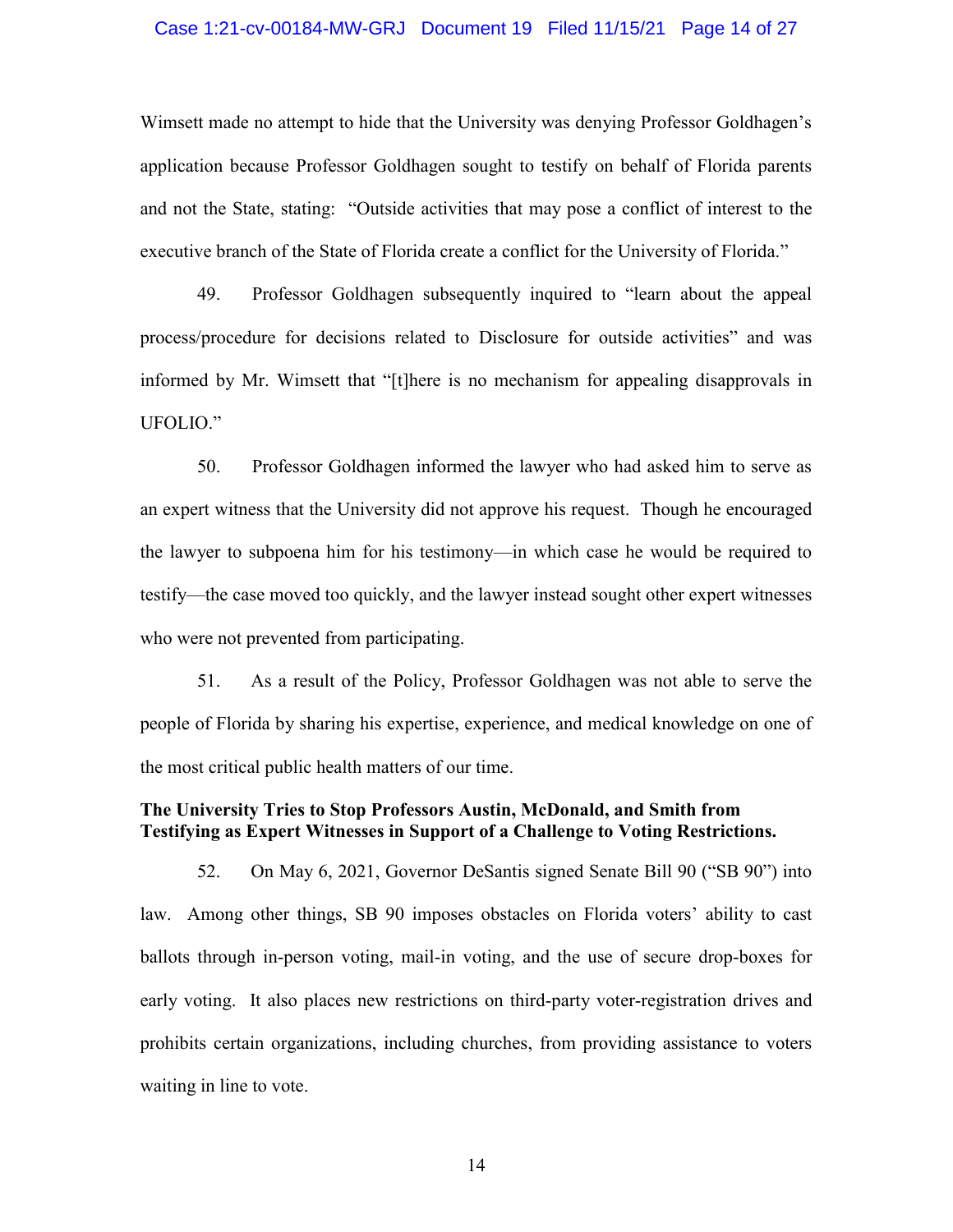Wimsett made no attempt to hide that the University was denying Professor Goldhagen's application because Professor Goldhagen sought to testify on behalf of Florida parents and not the State, stating: "Outside activities that may pose a conflict of interest to the executive branch of the State of Florida create a conflict for the University of Florida."

49. Professor Goldhagen subsequently inquired to "learn about the appeal process/procedure for decisions related to Disclosure for outside activities" and was informed by Mr. Wimsett that "[t]here is no mechanism for appealing disapprovals in UFOLIO."

50. Professor Goldhagen informed the lawyer who had asked him to serve as an expert witness that the University did not approve his request. Though he encouraged the lawyer to subpoena him for his testimony—in which case he would be required to testify—the case moved too quickly, and the lawyer instead sought other expert witnesses who were not prevented from participating.

51. As a result of the Policy, Professor Goldhagen was not able to serve the people of Florida by sharing his expertise, experience, and medical knowledge on one of the most critical public health matters of our time.

**The University Tries to Stop Professors Austin, McDonald, and Smith from Testifying as Expert Witnesses in Support of a Challenge to Voting Restrictions.**

52. On May 6, 2021, Governor DeSantis signed Senate Bill 90 ("SB 90") into law. Among other things, SB 90 imposes obstacles on Florida voters' ability to cast ballots through in-person voting, mail-in voting, and the use of secure drop-boxes for early voting. It also places new restrictions on third-party voter-registration drives and prohibits certain organizations, including churches, from providing assistance to voters waiting in line to vote.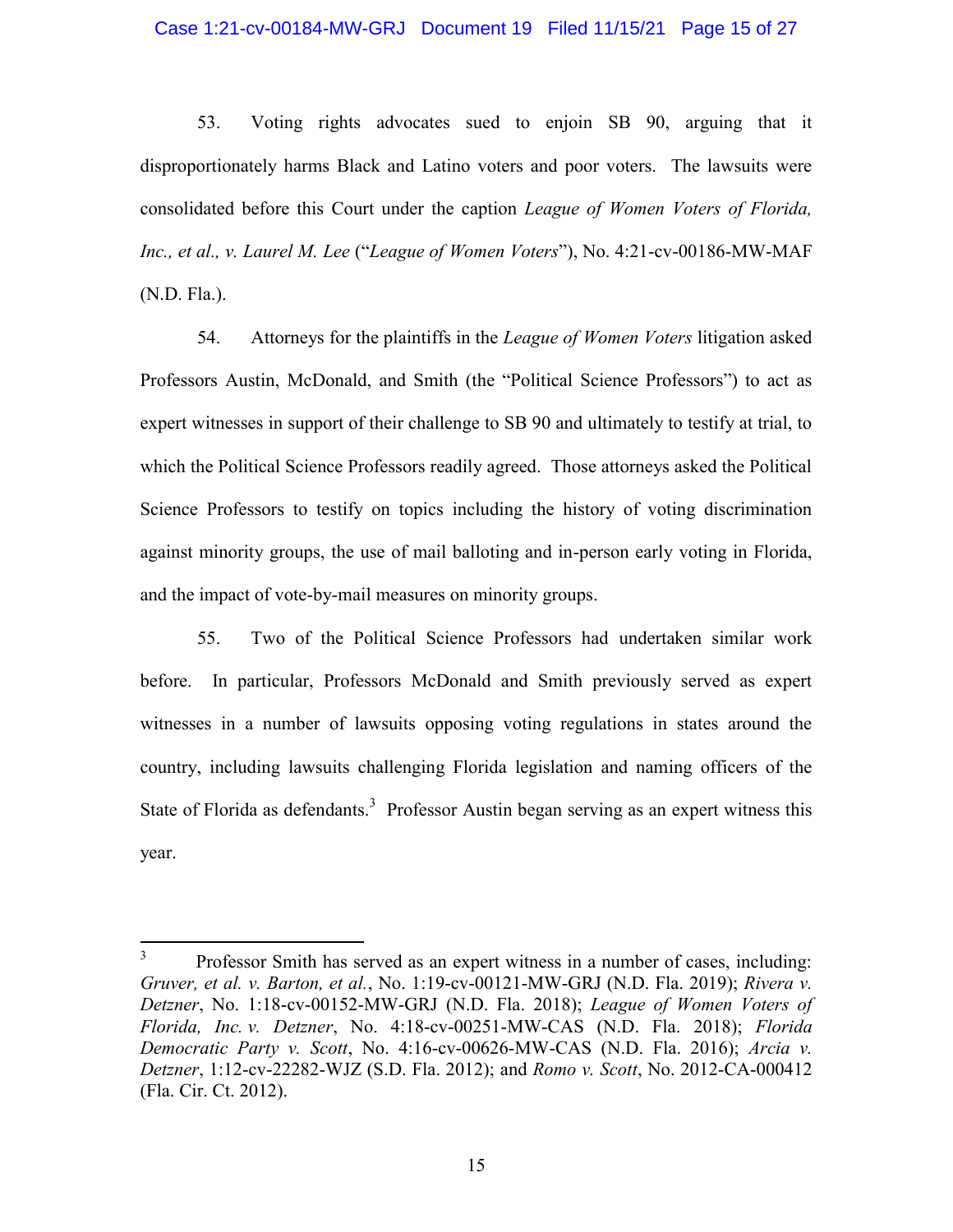53. Voting rights advocates sued to enjoin SB 90, arguing that it disproportionately harms Black and Latino voters and poor voters. The lawsuits were consolidated before this Court under the caption *League of Women Voters of Florida, Inc., et al., v. Laurel M. Lee* ("*League of Women Voters*"), No. 4:21-cv-00186-MW-MAF (N.D. Fla.).

54. Attorneys for the plaintiffs in the *League of Women Voters* litigation asked Professors Austin, McDonald, and Smith (the "Political Science Professors") to act as expert witnesses in support of their challenge to SB 90 and ultimately to testify at trial, to which the Political Science Professors readily agreed. Those attorneys asked the Political Science Professors to testify on topics including the history of voting discrimination against minority groups, the use of mail balloting and in-person early voting in Florida, and the impact of vote-by-mail measures on minority groups.

55. Two of the Political Science Professors had undertaken similar work before. In particular, Professors McDonald and Smith previously served as expert witnesses in a number of lawsuits opposing voting regulations in states around the country, including lawsuits challenging Florida legislation and naming officers of the State of Florida as defendants.[3] Professor Austin began serving as an expert witness this year.

---

[3] Professor Smith has served as an expert witness in a number of cases, including: *Gruver, et al. v. Barton, et al.*, No. 1:19-cv-00121-MW-GRJ (N.D. Fla. 2019); *Rivera v. Detzner*, No. 1:18-cv-00152-MW-GRJ (N.D. Fla. 2018); *League of Women Voters of Florida, Inc. v. Detzner*, No. 4:18-cv-00251-MW-CAS (N.D. Fla. 2018); *Florida Democratic Party v. Scott*, No. 4:16-cv-00626-MW-CAS (N.D. Fla. 2016); *Arcia v. Detzner*, 1:12-cv-22282-WJZ (S.D. Fla. 2012); and *Romo v. Scott*, No. 2012-CA-000412 (Fla. Cir. Ct. 2012).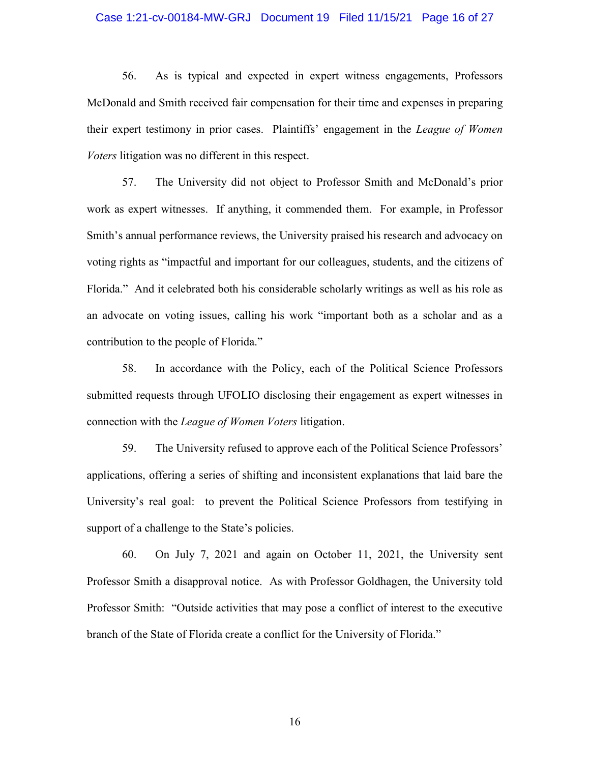56. As is typical and expected in expert witness engagements, Professors McDonald and Smith received fair compensation for their time and expenses in preparing their expert testimony in prior cases. Plaintiffs' engagement in the *League of Women Voters* litigation was no different in this respect.

57. The University did not object to Professor Smith and McDonald's prior work as expert witnesses. If anything, it commended them. For example, in Professor Smith's annual performance reviews, the University praised his research and advocacy on voting rights as "impactful and important for our colleagues, students, and the citizens of Florida." And it celebrated both his considerable scholarly writings as well as his role as an advocate on voting issues, calling his work "important both as a scholar and as a contribution to the people of Florida."

58. In accordance with the Policy, each of the Political Science Professors submitted requests through UFOLIO disclosing their engagement as expert witnesses in connection with the *League of Women Voters* litigation.

59. The University refused to approve each of the Political Science Professors' applications, offering a series of shifting and inconsistent explanations that laid bare the University's real goal: to prevent the Political Science Professors from testifying in support of a challenge to the State's policies.

60. On July 7, 2021 and again on October 11, 2021, the University sent Professor Smith a disapproval notice. As with Professor Goldhagen, the University told Professor Smith: "Outside activities that may pose a conflict of interest to the executive branch of the State of Florida create a conflict for the University of Florida."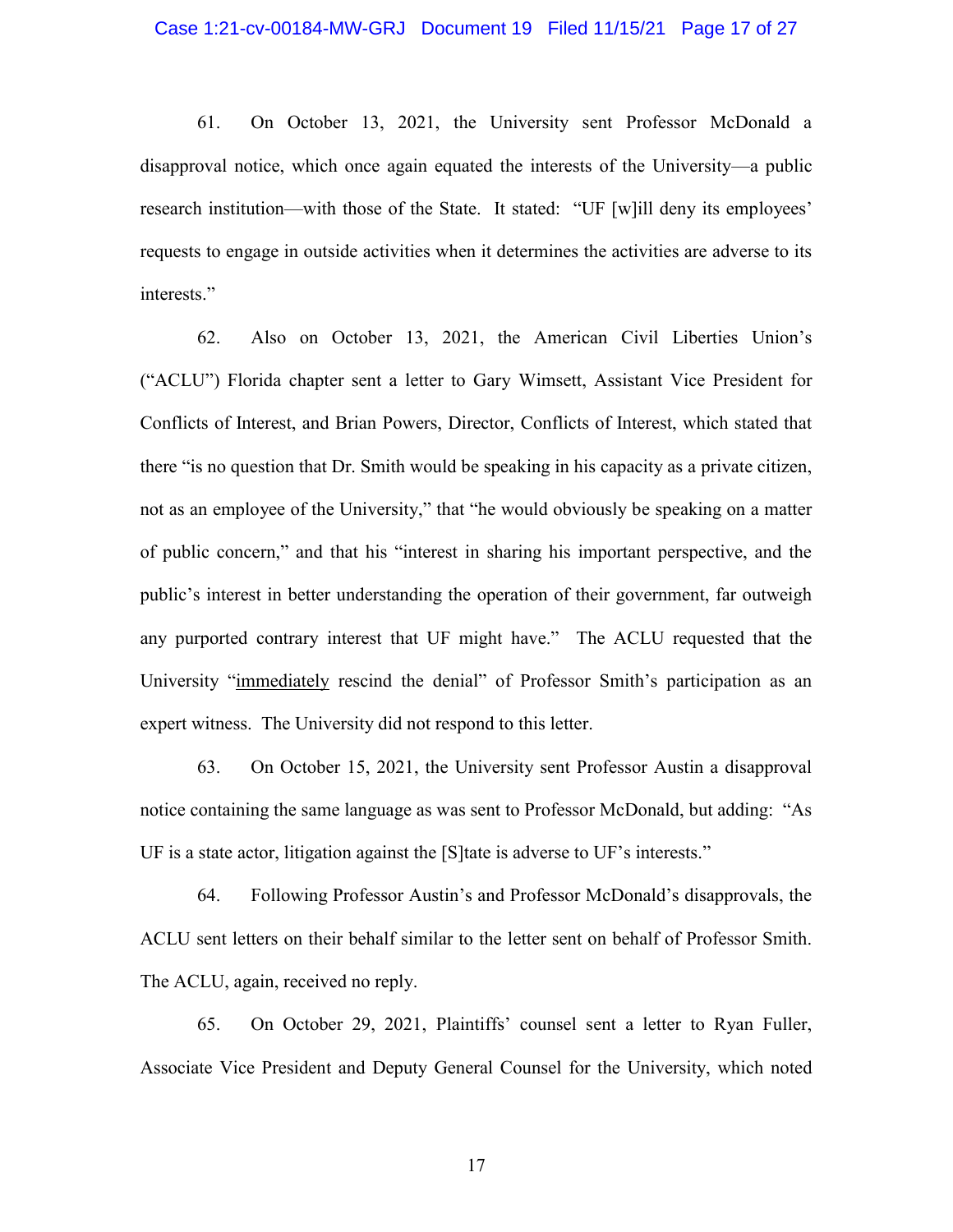61. On October 13, 2021, the University sent Professor McDonald a disapproval notice, which once again equated the interests of the University—a public research institution—with those of the State. It stated: "UF [w]ill deny its employees' requests to engage in outside activities when it determines the activities are adverse to its interests."

62. Also on October 13, 2021, the American Civil Liberties Union's ("ACLU") Florida chapter sent a letter to Gary Wimsett, Assistant Vice President for Conflicts of Interest, and Brian Powers, Director, Conflicts of Interest, which stated that there "is no question that Dr. Smith would be speaking in his capacity as a private citizen, not as an employee of the University," that "he would obviously be speaking on a matter of public concern," and that his "interest in sharing his important perspective, and the public's interest in better understanding the operation of their government, far outweigh any purported contrary interest that UF might have." The ACLU requested that the University "<u>immediately</u> rescind the denial" of Professor Smith's participation as an expert witness. The University did not respond to this letter.

63. On October 15, 2021, the University sent Professor Austin a disapproval notice containing the same language as was sent to Professor McDonald, but adding: "As UF is a state actor, litigation against the [S]tate is adverse to UF's interests."

64. Following Professor Austin's and Professor McDonald's disapprovals, the ACLU sent letters on their behalf similar to the letter sent on behalf of Professor Smith. The ACLU, again, received no reply.

65. On October 29, 2021, Plaintiffs' counsel sent a letter to Ryan Fuller, Associate Vice President and Deputy General Counsel for the University, which noted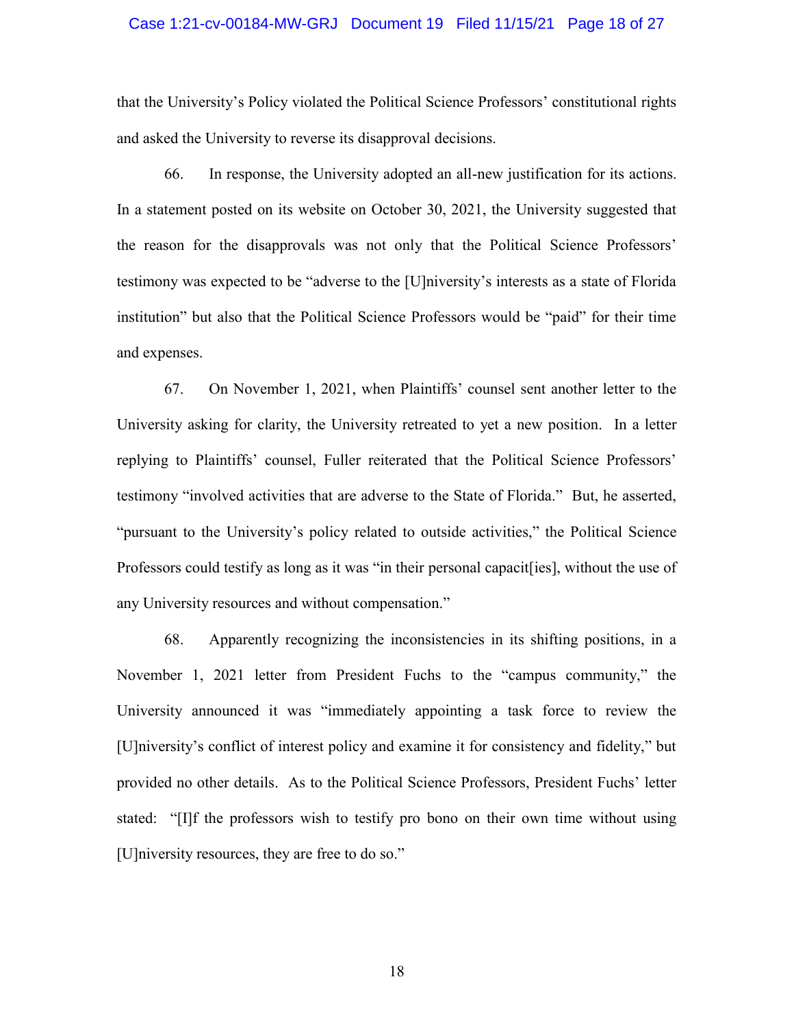that the University's Policy violated the Political Science Professors' constitutional rights and asked the University to reverse its disapproval decisions.

66. In response, the University adopted an all-new justification for its actions. In a statement posted on its website on October 30, 2021, the University suggested that the reason for the disapprovals was not only that the Political Science Professors' testimony was expected to be "adverse to the [U]niversity's interests as a state of Florida institution" but also that the Political Science Professors would be "paid" for their time and expenses.

67. On November 1, 2021, when Plaintiffs' counsel sent another letter to the University asking for clarity, the University retreated to yet a new position. In a letter replying to Plaintiffs' counsel, Fuller reiterated that the Political Science Professors' testimony "involved activities that are adverse to the State of Florida." But, he asserted, "pursuant to the University's policy related to outside activities," the Political Science Professors could testify as long as it was "in their personal capacit[ies], without the use of any University resources and without compensation."

68. Apparently recognizing the inconsistencies in its shifting positions, in a November 1, 2021 letter from President Fuchs to the "campus community," the University announced it was "immediately appointing a task force to review the [U]niversity's conflict of interest policy and examine it for consistency and fidelity," but provided no other details. As to the Political Science Professors, President Fuchs' letter stated: "[I]f the professors wish to testify pro bono on their own time without using [U]niversity resources, they are free to do so."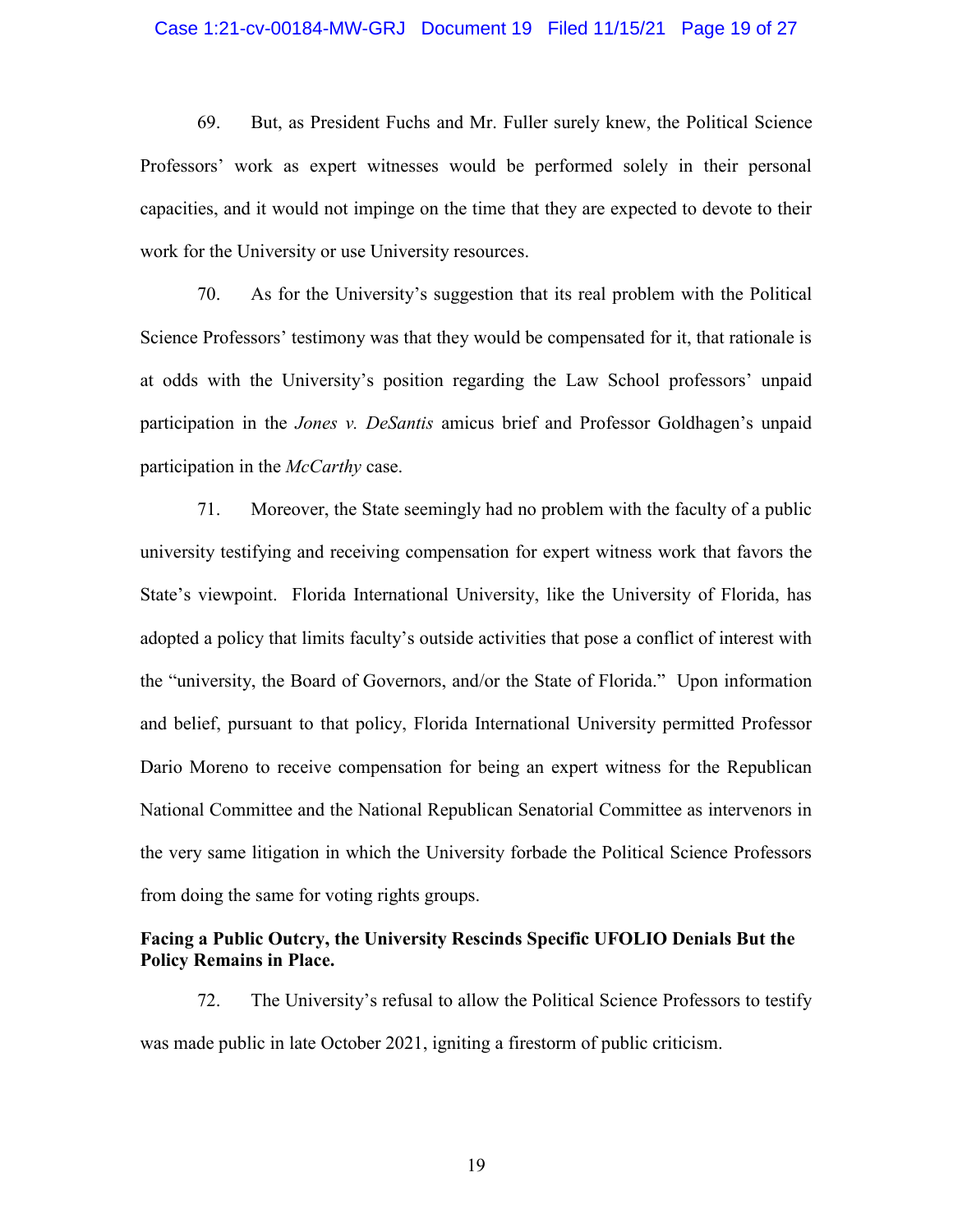69. But, as President Fuchs and Mr. Fuller surely knew, the Political Science Professors' work as expert witnesses would be performed solely in their personal capacities, and it would not impinge on the time that they are expected to devote to their work for the University or use University resources.

70. As for the University's suggestion that its real problem with the Political Science Professors' testimony was that they would be compensated for it, that rationale is at odds with the University's position regarding the Law School professors' unpaid participation in the *Jones v. DeSantis* amicus brief and Professor Goldhagen's unpaid participation in the *McCarthy* case.

71. Moreover, the State seemingly had no problem with the faculty of a public university testifying and receiving compensation for expert witness work that favors the State's viewpoint. Florida International University, like the University of Florida, has adopted a policy that limits faculty's outside activities that pose a conflict of interest with the "university, the Board of Governors, and/or the State of Florida." Upon information and belief, pursuant to that policy, Florida International University permitted Professor Dario Moreno to receive compensation for being an expert witness for the Republican National Committee and the National Republican Senatorial Committee as intervenors in the very same litigation in which the University forbade the Political Science Professors from doing the same for voting rights groups.

**Facing a Public Outcry, the University Rescinds Specific UFOLIO Denials But the Policy Remains in Place.**

72. The University's refusal to allow the Political Science Professors to testify was made public in late October 2021, igniting a firestorm of public criticism.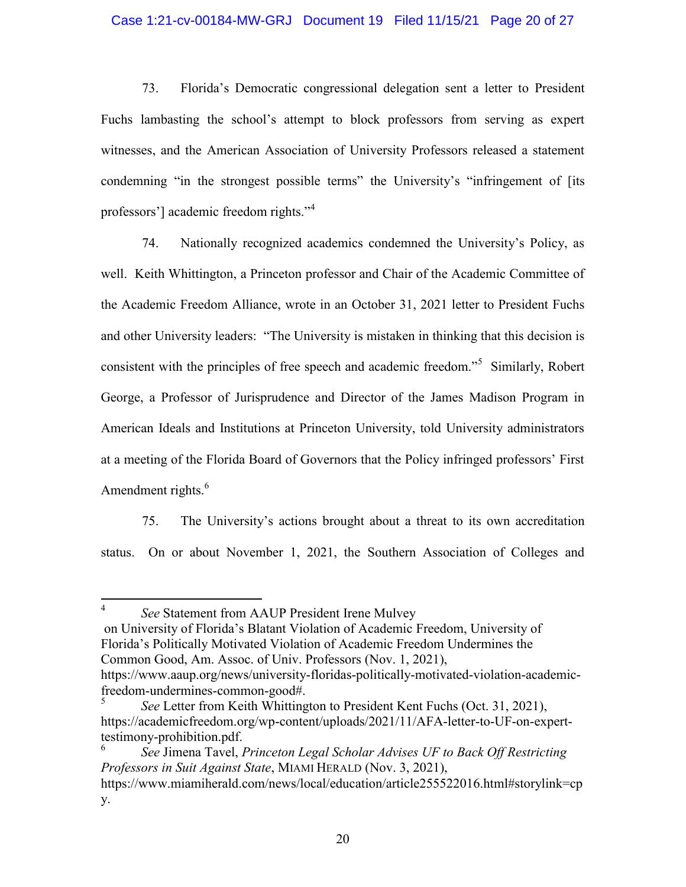73. Florida's Democratic congressional delegation sent a letter to President Fuchs lambasting the school's attempt to block professors from serving as expert witnesses, and the American Association of University Professors released a statement condemning "in the strongest possible terms" the University's "infringement of [its professors'] academic freedom rights."[4]

74. Nationally recognized academics condemned the University's Policy, as well. Keith Whittington, a Princeton professor and Chair of the Academic Committee of the Academic Freedom Alliance, wrote in an October 31, 2021 letter to President Fuchs and other University leaders: "The University is mistaken in thinking that this decision is consistent with the principles of free speech and academic freedom."[5] Similarly, Robert George, a Professor of Jurisprudence and Director of the James Madison Program in American Ideals and Institutions at Princeton University, told University administrators at a meeting of the Florida Board of Governors that the Policy infringed professors' First Amendment rights.[6]

75. The University's actions brought about a threat to its own accreditation status. On or about November 1, 2021, the Southern Association of Colleges and

---

[4] *See* Statement from AAUP President Irene Mulvey on University of Florida's Blatant Violation of Academic Freedom, University of Florida's Politically Motivated Violation of Academic Freedom Undermines the Common Good, Am. Assoc. of Univ. Professors (Nov. 1, 2021), https://www.aaup.org/news/university-floridas-politically-motivated-violation-academic-freedom-undermines-common-good#.

[5] *See* Letter from Keith Whittington to President Kent Fuchs (Oct. 31, 2021), https://academicfreedom.org/wp-content/uploads/2021/11/AFA-letter-to-UF-on-expert-testimony-prohibition.pdf.

[6] *See* Jimena Tavel, *Princeton Legal Scholar Advises UF to Back Off Restricting Professors in Suit Against State*, MIAMI HERALD (Nov. 3, 2021), https://www.miamiherald.com/news/local/education/article255522016.html#storylink=cpy.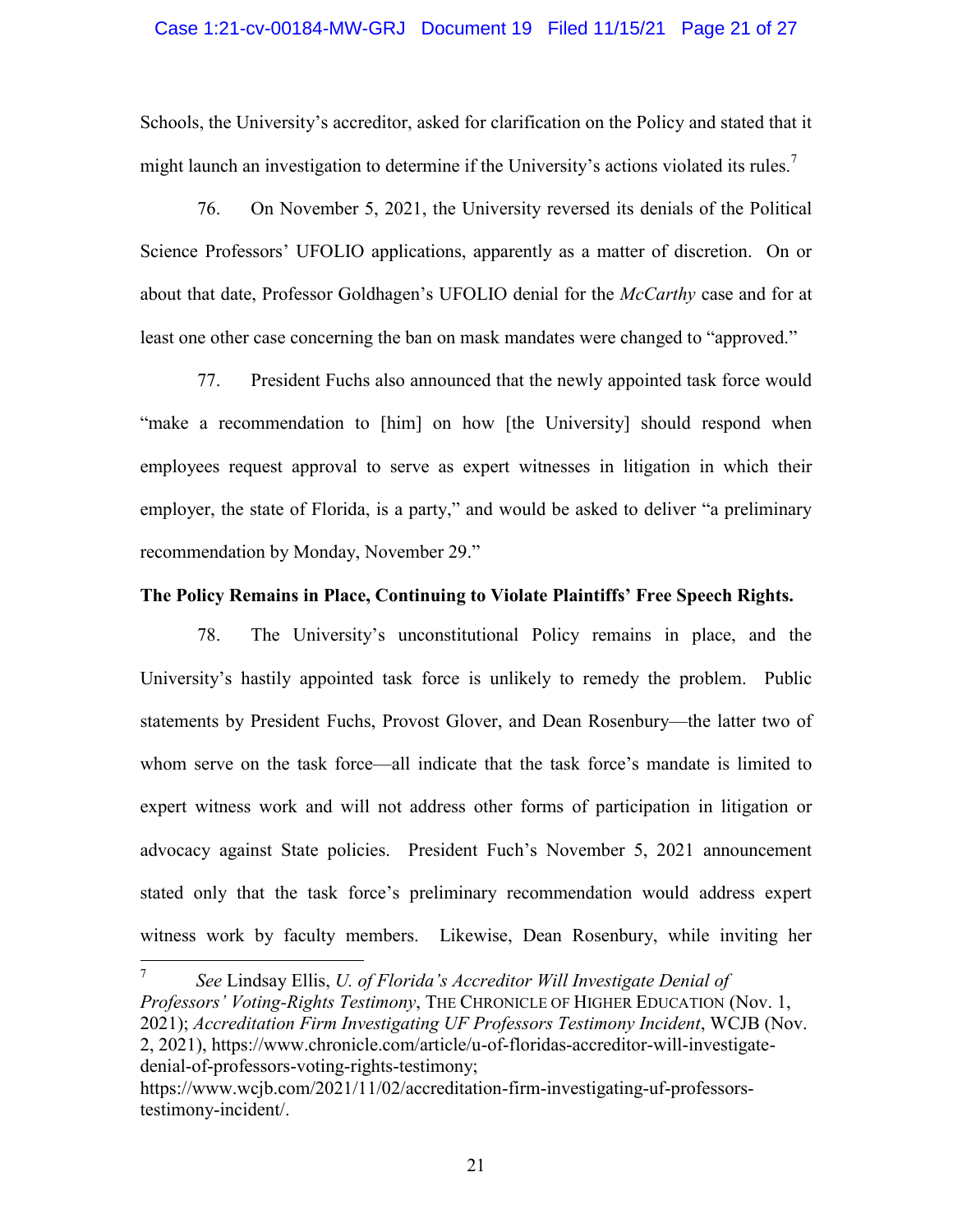Schools, the University's accreditor, asked for clarification on the Policy and stated that it might launch an investigation to determine if the University's actions violated its rules.[7]

76. On November 5, 2021, the University reversed its denials of the Political Science Professors' UFOLIO applications, apparently as a matter of discretion. On or about that date, Professor Goldhagen's UFOLIO denial for the *McCarthy* case and for at least one other case concerning the ban on mask mandates were changed to "approved."

77. President Fuchs also announced that the newly appointed task force would "make a recommendation to [him] on how [the University] should respond when employees request approval to serve as expert witnesses in litigation in which their employer, the state of Florida, is a party," and would be asked to deliver "a preliminary recommendation by Monday, November 29."

**The Policy Remains in Place, Continuing to Violate Plaintiffs' Free Speech Rights.**

78. The University's unconstitutional Policy remains in place, and the University's hastily appointed task force is unlikely to remedy the problem. Public statements by President Fuchs, Provost Glover, and Dean Rosenbury—the latter two of whom serve on the task force—all indicate that the task force's mandate is limited to expert witness work and will not address other forms of participation in litigation or advocacy against State policies. President Fuch's November 5, 2021 announcement stated only that the task force's preliminary recommendation would address expert witness work by faculty members. Likewise, Dean Rosenbury, while inviting her

---

[7] *See* Lindsay Ellis, *U. of Florida's Accreditor Will Investigate Denial of Professors' Voting-Rights Testimony*, THE CHRONICLE OF HIGHER EDUCATION (Nov. 1, 2021); *Accreditation Firm Investigating UF Professors Testimony Incident*, WCJB (Nov. 2, 2021), https://www.chronicle.com/article/u-of-floridas-accreditor-will-investigate-denial-of-professors-voting-rights-testimony; https://www.wcjb.com/2021/11/02/accreditation-firm-investigating-uf-professors-testimony-incident/.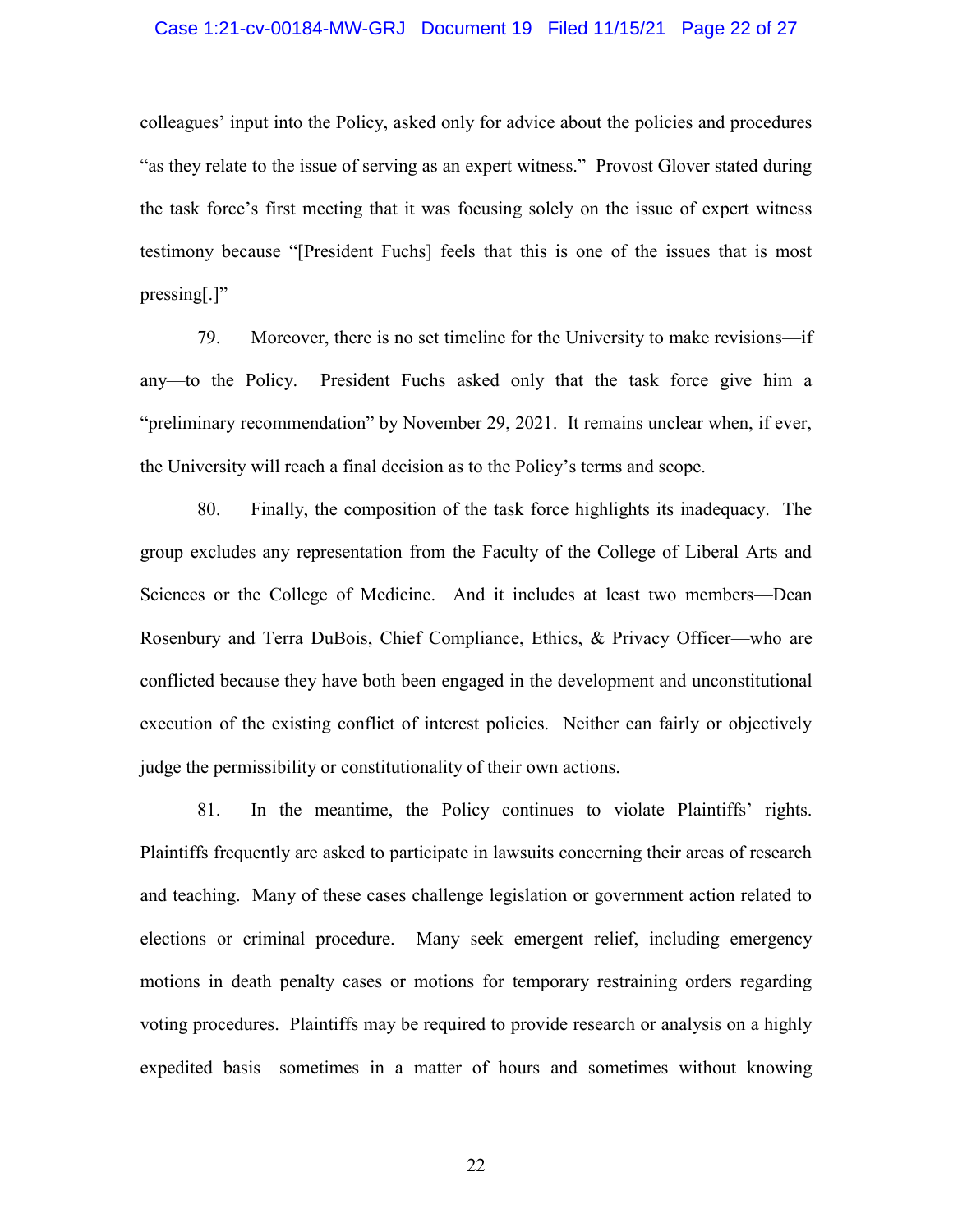colleagues' input into the Policy, asked only for advice about the policies and procedures "as they relate to the issue of serving as an expert witness." Provost Glover stated during the task force's first meeting that it was focusing solely on the issue of expert witness testimony because "[President Fuchs] feels that this is one of the issues that is most pressing[.]"

79. Moreover, there is no set timeline for the University to make revisions—if any—to the Policy. President Fuchs asked only that the task force give him a "preliminary recommendation" by November 29, 2021. It remains unclear when, if ever, the University will reach a final decision as to the Policy's terms and scope.

80. Finally, the composition of the task force highlights its inadequacy. The group excludes any representation from the Faculty of the College of Liberal Arts and Sciences or the College of Medicine. And it includes at least two members—Dean Rosenbury and Terra DuBois, Chief Compliance, Ethics, & Privacy Officer—who are conflicted because they have both been engaged in the development and unconstitutional execution of the existing conflict of interest policies. Neither can fairly or objectively judge the permissibility or constitutionality of their own actions.

81. In the meantime, the Policy continues to violate Plaintiffs' rights. Plaintiffs frequently are asked to participate in lawsuits concerning their areas of research and teaching. Many of these cases challenge legislation or government action related to elections or criminal procedure. Many seek emergent relief, including emergency motions in death penalty cases or motions for temporary restraining orders regarding voting procedures. Plaintiffs may be required to provide research or analysis on a highly expedited basis—sometimes in a matter of hours and sometimes without knowing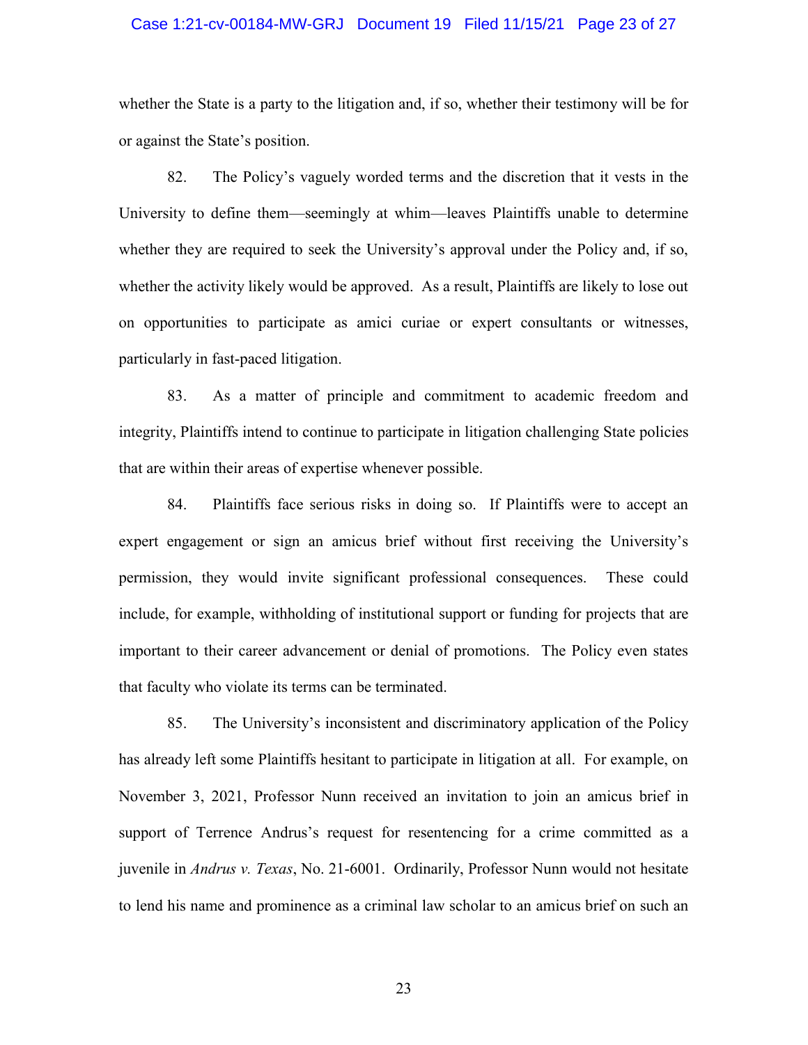whether the State is a party to the litigation and, if so, whether their testimony will be for or against the State's position.

82. The Policy's vaguely worded terms and the discretion that it vests in the University to define them—seemingly at whim—leaves Plaintiffs unable to determine whether they are required to seek the University's approval under the Policy and, if so, whether the activity likely would be approved. As a result, Plaintiffs are likely to lose out on opportunities to participate as amici curiae or expert consultants or witnesses, particularly in fast-paced litigation.

83. As a matter of principle and commitment to academic freedom and integrity, Plaintiffs intend to continue to participate in litigation challenging State policies that are within their areas of expertise whenever possible.

84. Plaintiffs face serious risks in doing so. If Plaintiffs were to accept an expert engagement or sign an amicus brief without first receiving the University's permission, they would invite significant professional consequences. These could include, for example, withholding of institutional support or funding for projects that are important to their career advancement or denial of promotions. The Policy even states that faculty who violate its terms can be terminated.

85. The University's inconsistent and discriminatory application of the Policy has already left some Plaintiffs hesitant to participate in litigation at all. For example, on November 3, 2021, Professor Nunn received an invitation to join an amicus brief in support of Terrence Andrus's request for resentencing for a crime committed as a juvenile in *Andrus v. Texas*, No. 21-6001. Ordinarily, Professor Nunn would not hesitate to lend his name and prominence as a criminal law scholar to an amicus brief on such an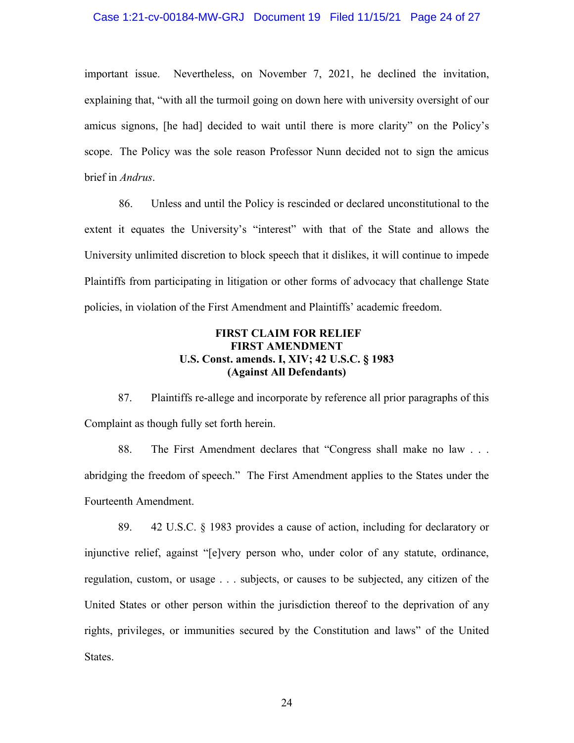important issue. Nevertheless, on November 7, 2021, he declined the invitation, explaining that, "with all the turmoil going on down here with university oversight of our amicus signons, [he had] decided to wait until there is more clarity" on the Policy's scope. The Policy was the sole reason Professor Nunn decided not to sign the amicus brief in *Andrus*.

86. Unless and until the Policy is rescinded or declared unconstitutional to the extent it equates the University's "interest" with that of the State and allows the University unlimited discretion to block speech that it dislikes, it will continue to impede Plaintiffs from participating in litigation or other forms of advocacy that challenge State policies, in violation of the First Amendment and Plaintiffs' academic freedom.

**FIRST CLAIM FOR RELIEF**
**FIRST AMENDMENT**
**U.S. Const. amends. I, XIV; 42 U.S.C. § 1983**
**(Against All Defendants)**

87. Plaintiffs re-allege and incorporate by reference all prior paragraphs of this Complaint as though fully set forth herein.

88. The First Amendment declares that "Congress shall make no law . . . abridging the freedom of speech." The First Amendment applies to the States under the Fourteenth Amendment.

89. 42 U.S.C. § 1983 provides a cause of action, including for declaratory or injunctive relief, against "[e]very person who, under color of any statute, ordinance, regulation, custom, or usage . . . subjects, or causes to be subjected, any citizen of the United States or other person within the jurisdiction thereof to the deprivation of any rights, privileges, or immunities secured by the Constitution and laws" of the United States.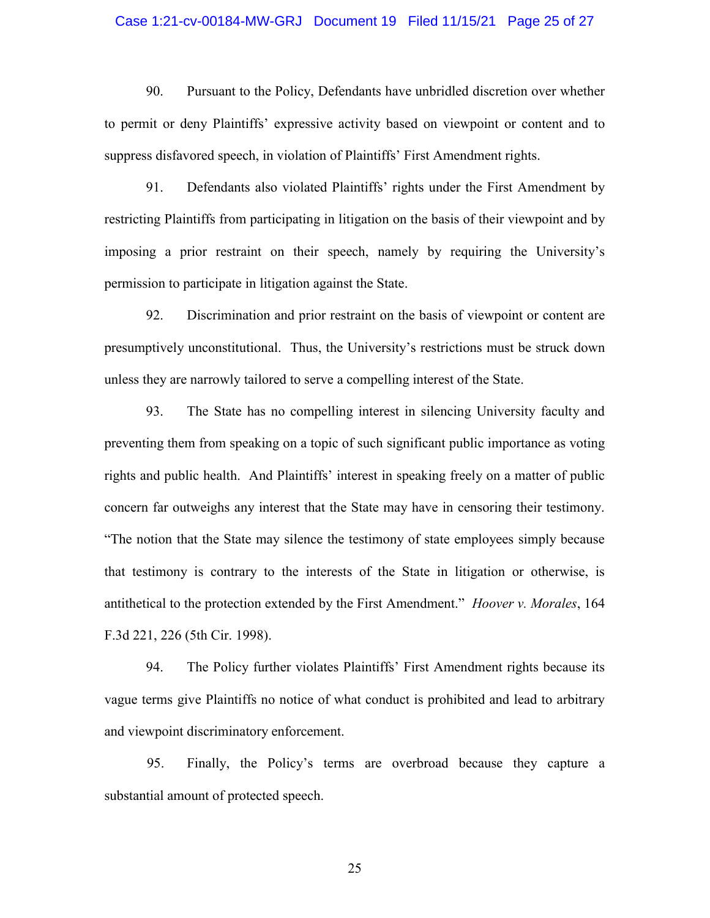90. Pursuant to the Policy, Defendants have unbridled discretion over whether to permit or deny Plaintiffs' expressive activity based on viewpoint or content and to suppress disfavored speech, in violation of Plaintiffs' First Amendment rights.

91. Defendants also violated Plaintiffs' rights under the First Amendment by restricting Plaintiffs from participating in litigation on the basis of their viewpoint and by imposing a prior restraint on their speech, namely by requiring the University's permission to participate in litigation against the State.

92. Discrimination and prior restraint on the basis of viewpoint or content are presumptively unconstitutional. Thus, the University's restrictions must be struck down unless they are narrowly tailored to serve a compelling interest of the State.

93. The State has no compelling interest in silencing University faculty and preventing them from speaking on a topic of such significant public importance as voting rights and public health. And Plaintiffs' interest in speaking freely on a matter of public concern far outweighs any interest that the State may have in censoring their testimony. "The notion that the State may silence the testimony of state employees simply because that testimony is contrary to the interests of the State in litigation or otherwise, is antithetical to the protection extended by the First Amendment." *Hoover v. Morales*, 164 F.3d 221, 226 (5th Cir. 1998).

94. The Policy further violates Plaintiffs' First Amendment rights because its vague terms give Plaintiffs no notice of what conduct is prohibited and lead to arbitrary and viewpoint discriminatory enforcement.

95. Finally, the Policy's terms are overbroad because they capture a substantial amount of protected speech.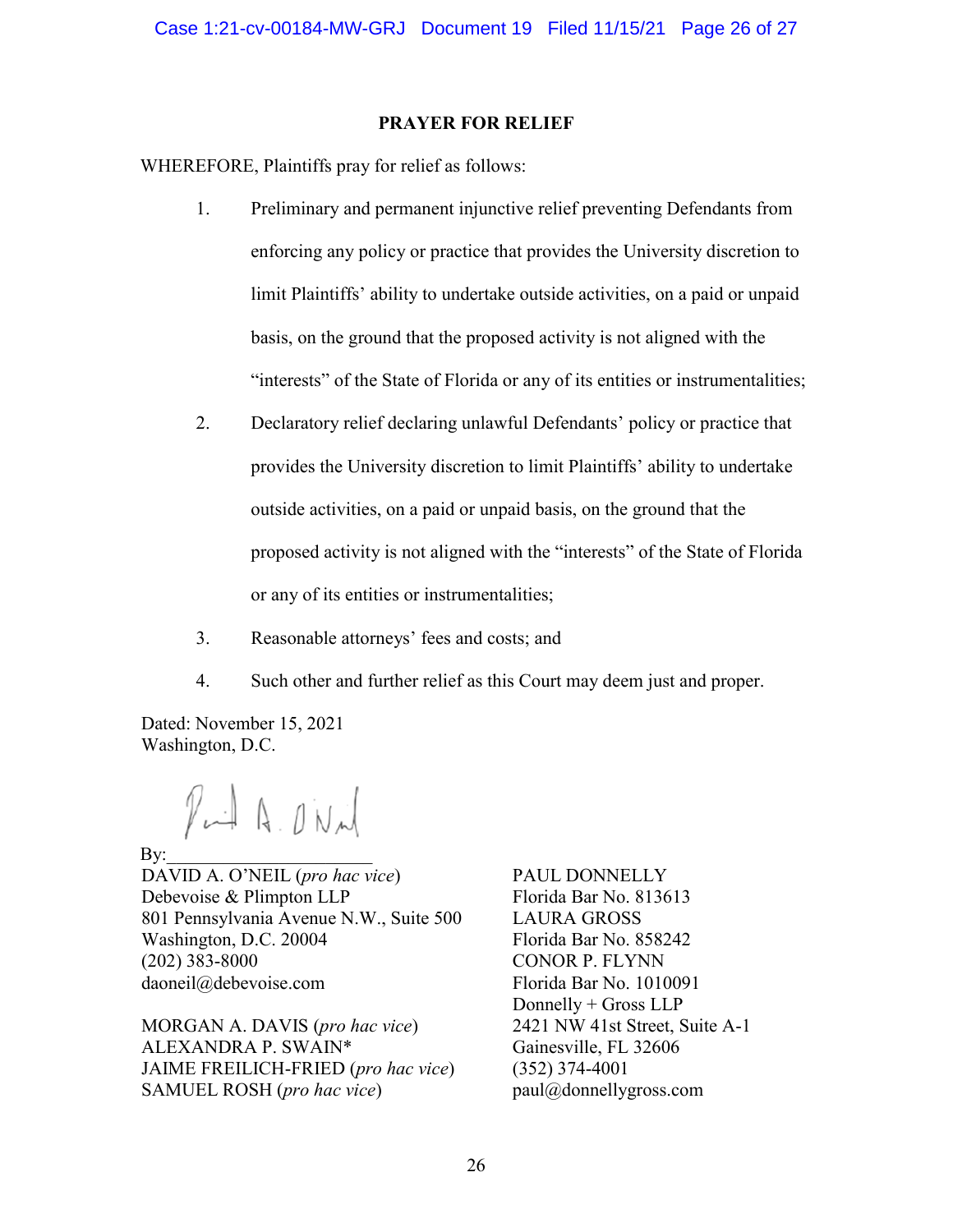## PRAYER FOR RELIEF

WHEREFORE, Plaintiffs pray for relief as follows:

1. Preliminary and permanent injunctive relief preventing Defendants from enforcing any policy or practice that provides the University discretion to limit Plaintiffs' ability to undertake outside activities, on a paid or unpaid basis, on the ground that the proposed activity is not aligned with the "interests" of the State of Florida or any of its entities or instrumentalities;

2. Declaratory relief declaring unlawful Defendants' policy or practice that provides the University discretion to limit Plaintiffs' ability to undertake outside activities, on a paid or unpaid basis, on the ground that the proposed activity is not aligned with the "interests" of the State of Florida or any of its entities or instrumentalities;

3. Reasonable attorneys' fees and costs; and

4. Such other and further relief as this Court may deem just and proper.

Dated: November 15, 2021
Washington, D.C.

By:______________________

DAVID A. O'NEIL (*pro hac vice*)
Debevoise & Plimpton LLP
801 Pennsylvania Avenue N.W., Suite 500
Washington, D.C. 20004
(202) 383-8000
daoneil@debevoise.com

MORGAN A. DAVIS (*pro hac vice*)
ALEXANDRA P. SWAIN*
JAIME FREILICH-FRIED (*pro hac vice*)
SAMUEL ROSH (*pro hac vice*)

PAUL DONNELLY
Florida Bar No. 813613
LAURA GROSS
Florida Bar No. 858242
CONOR P. FLYNN
Florida Bar No. 1010091
Donnelly + Gross LLP
2421 NW 41st Street, Suite A-1
Gainesville, FL 32606
(352) 374-4001
paul@donnellygross.com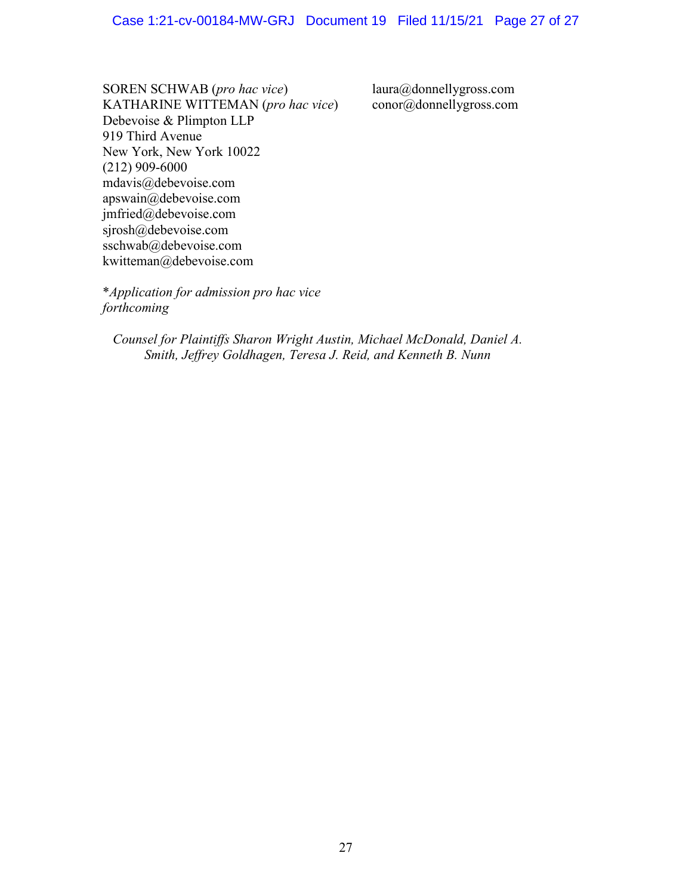SOREN SCHWAB (*pro hac vice*)
KATHARINE WITTEMAN (*pro hac vice*)
Debevoise & Plimpton LLP
919 Third Avenue
New York, New York 10022
(212) 909-6000
mdavis@debevoise.com
apswain@debevoise.com
jmfried@debevoise.com
sjrosh@debevoise.com
sschwab@debevoise.com
kwitteman@debevoise.com

laura@donnellygross.com
conor@donnellygross.com

\**Application for admission pro hac vice forthcoming*

*Counsel for Plaintiffs Sharon Wright Austin, Michael McDonald, Daniel A. Smith, Jeffrey Goldhagen, Teresa J. Reid, and Kenneth B. Nunn*